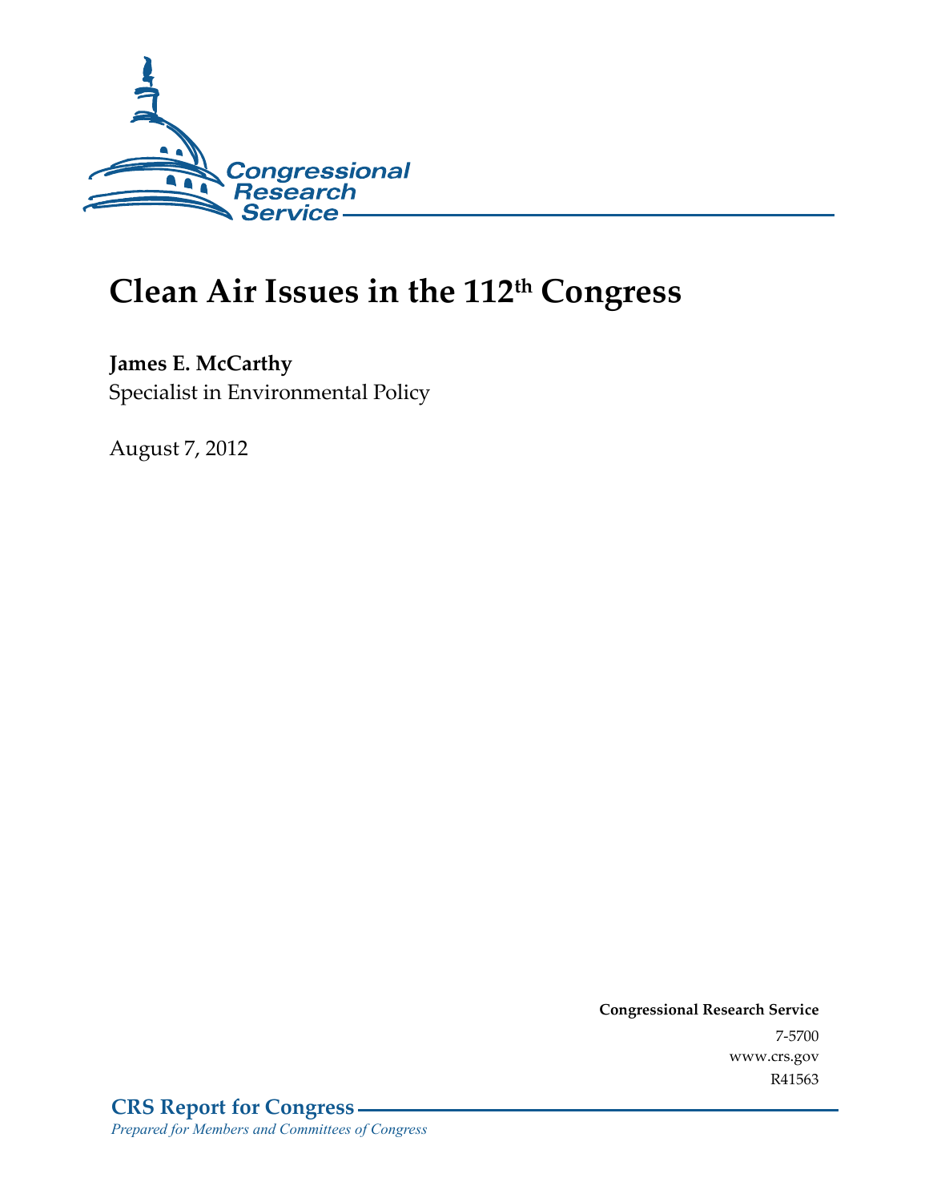Congressional Research Service

# Clean Air Issues in the 112th Congress

**James E. McCarthy**
Specialist in Environmental Policy

August 7, 2012

**Congressional Research Service**
7-5700
www.crs.gov
R41563

**CRS Report for Congress**
*Prepared for Members and Committees of Congress*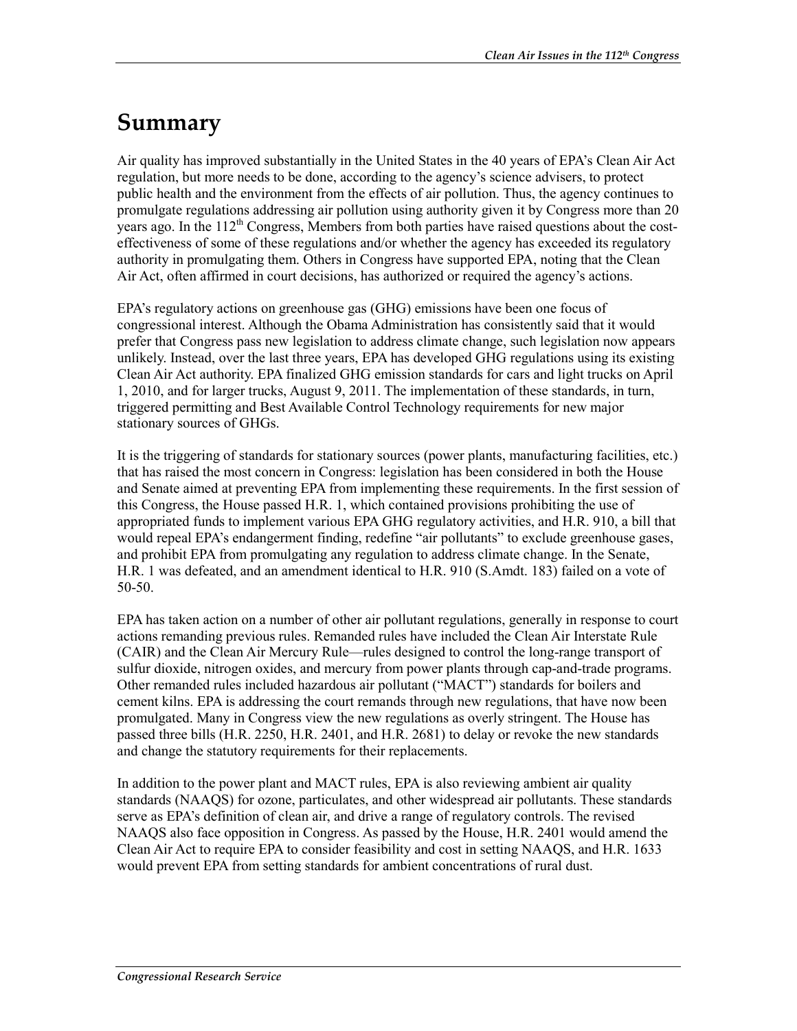# Summary

Air quality has improved substantially in the United States in the 40 years of EPA's Clean Air Act regulation, but more needs to be done, according to the agency's science advisers, to protect public health and the environment from the effects of air pollution. Thus, the agency continues to promulgate regulations addressing air pollution using authority given it by Congress more than 20 years ago. In the 112th Congress, Members from both parties have raised questions about the cost-effectiveness of some of these regulations and/or whether the agency has exceeded its regulatory authority in promulgating them. Others in Congress have supported EPA, noting that the Clean Air Act, often affirmed in court decisions, has authorized or required the agency's actions.

EPA's regulatory actions on greenhouse gas (GHG) emissions have been one focus of congressional interest. Although the Obama Administration has consistently said that it would prefer that Congress pass new legislation to address climate change, such legislation now appears unlikely. Instead, over the last three years, EPA has developed GHG regulations using its existing Clean Air Act authority. EPA finalized GHG emission standards for cars and light trucks on April 1, 2010, and for larger trucks, August 9, 2011. The implementation of these standards, in turn, triggered permitting and Best Available Control Technology requirements for new major stationary sources of GHGs.

It is the triggering of standards for stationary sources (power plants, manufacturing facilities, etc.) that has raised the most concern in Congress: legislation has been considered in both the House and Senate aimed at preventing EPA from implementing these requirements. In the first session of this Congress, the House passed H.R. 1, which contained provisions prohibiting the use of appropriated funds to implement various EPA GHG regulatory activities, and H.R. 910, a bill that would repeal EPA's endangerment finding, redefine "air pollutants" to exclude greenhouse gases, and prohibit EPA from promulgating any regulation to address climate change. In the Senate, H.R. 1 was defeated, and an amendment identical to H.R. 910 (S.Amdt. 183) failed on a vote of 50-50.

EPA has taken action on a number of other air pollutant regulations, generally in response to court actions remanding previous rules. Remanded rules have included the Clean Air Interstate Rule (CAIR) and the Clean Air Mercury Rule—rules designed to control the long-range transport of sulfur dioxide, nitrogen oxides, and mercury from power plants through cap-and-trade programs. Other remanded rules included hazardous air pollutant ("MACT") standards for boilers and cement kilns. EPA is addressing the court remands through new regulations, that have now been promulgated. Many in Congress view the new regulations as overly stringent. The House has passed three bills (H.R. 2250, H.R. 2401, and H.R. 2681) to delay or revoke the new standards and change the statutory requirements for their replacements.

In addition to the power plant and MACT rules, EPA is also reviewing ambient air quality standards (NAAQS) for ozone, particulates, and other widespread air pollutants. These standards serve as EPA's definition of clean air, and drive a range of regulatory controls. The revised NAAQS also face opposition in Congress. As passed by the House, H.R. 2401 would amend the Clean Air Act to require EPA to consider feasibility and cost in setting NAAQS, and H.R. 1633 would prevent EPA from setting standards for ambient concentrations of rural dust.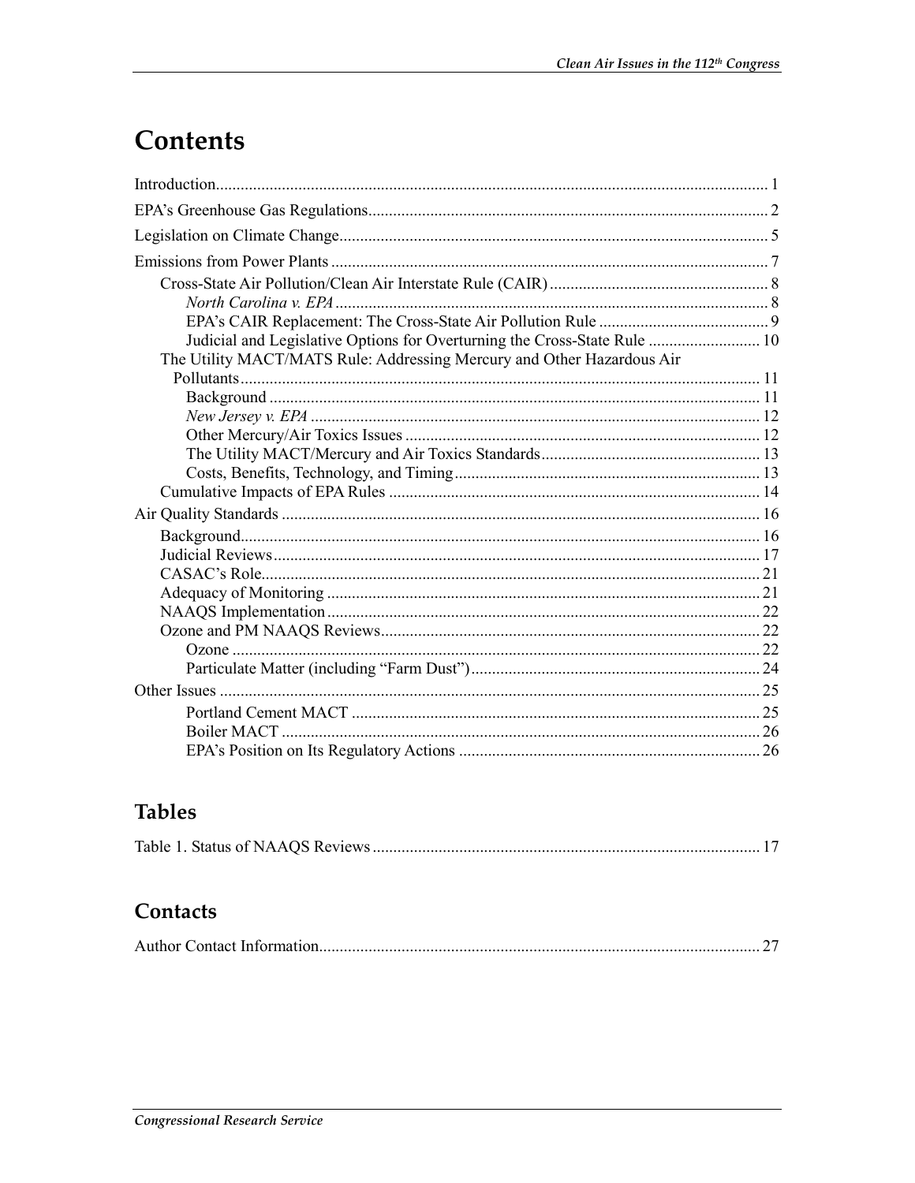# Contents

Introduction ..... 1

EPA's Greenhouse Gas Regulations ..... 2

Legislation on Climate Change ..... 5

Emissions from Power Plants ..... 7

- Cross-State Air Pollution/Clean Air Interstate Rule (CAIR) ..... 8
  - *North Carolina v. EPA* ..... 8
  - EPA's CAIR Replacement: The Cross-State Air Pollution Rule ..... 9
  - Judicial and Legislative Options for Overturning the Cross-State Rule ..... 10
- The Utility MACT/MATS Rule: Addressing Mercury and Other Hazardous Air Pollutants ..... 11
  - Background ..... 11
  - *New Jersey v. EPA* ..... 12
  - Other Mercury/Air Toxics Issues ..... 12
  - The Utility MACT/Mercury and Air Toxics Standards ..... 13
  - Costs, Benefits, Technology, and Timing ..... 13
- Cumulative Impacts of EPA Rules ..... 14

Air Quality Standards ..... 16

- Background ..... 16
- Judicial Reviews ..... 17
- CASAC's Role ..... 21
- Adequacy of Monitoring ..... 21
- NAAQS Implementation ..... 22
- Ozone and PM NAAQS Reviews ..... 22
  - Ozone ..... 22
  - Particulate Matter (including "Farm Dust") ..... 24

Other Issues ..... 25

- Portland Cement MACT ..... 25
- Boiler MACT ..... 26
- EPA's Position on Its Regulatory Actions ..... 26

## Tables

Table 1. Status of NAAQS Reviews ..... 17

## Contacts

Author Contact Information ..... 27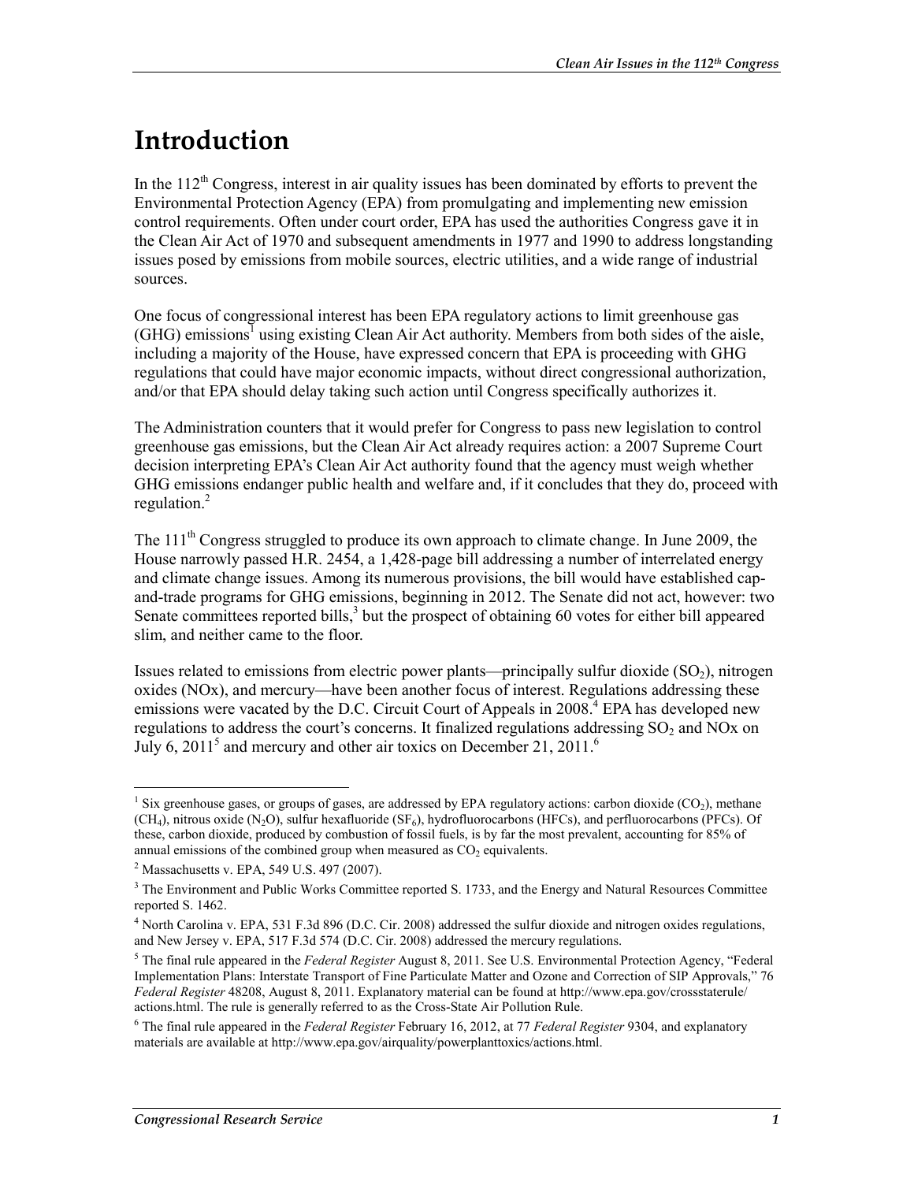# Introduction

In the 112th Congress, interest in air quality issues has been dominated by efforts to prevent the Environmental Protection Agency (EPA) from promulgating and implementing new emission control requirements. Often under court order, EPA has used the authorities Congress gave it in the Clean Air Act of 1970 and subsequent amendments in 1977 and 1990 to address longstanding issues posed by emissions from mobile sources, electric utilities, and a wide range of industrial sources.

One focus of congressional interest has been EPA regulatory actions to limit greenhouse gas (GHG) emissions[1] using existing Clean Air Act authority. Members from both sides of the aisle, including a majority of the House, have expressed concern that EPA is proceeding with GHG regulations that could have major economic impacts, without direct congressional authorization, and/or that EPA should delay taking such action until Congress specifically authorizes it.

The Administration counters that it would prefer for Congress to pass new legislation to control greenhouse gas emissions, but the Clean Air Act already requires action: a 2007 Supreme Court decision interpreting EPA's Clean Air Act authority found that the agency must weigh whether GHG emissions endanger public health and welfare and, if it concludes that they do, proceed with regulation.[2]

The 111th Congress struggled to produce its own approach to climate change. In June 2009, the House narrowly passed H.R. 2454, a 1,428-page bill addressing a number of interrelated energy and climate change issues. Among its numerous provisions, the bill would have established cap-and-trade programs for GHG emissions, beginning in 2012. The Senate did not act, however: two Senate committees reported bills,[3] but the prospect of obtaining 60 votes for either bill appeared slim, and neither came to the floor.

Issues related to emissions from electric power plants—principally sulfur dioxide ($SO_2$), nitrogen oxides (NOx), and mercury—have been another focus of interest. Regulations addressing these emissions were vacated by the D.C. Circuit Court of Appeals in 2008.[4] EPA has developed new regulations to address the court's concerns. It finalized regulations addressing $SO_2$ and NOx on July 6, 2011[5] and mercury and other air toxics on December 21, 2011.[6]

---

[1] Six greenhouse gases, or groups of gases, are addressed by EPA regulatory actions: carbon dioxide ($CO_2$), methane ($CH_4$), nitrous oxide ($N_2O$), sulfur hexafluoride ($SF_6$), hydrofluorocarbons (HFCs), and perfluorocarbons (PFCs). Of these, carbon dioxide, produced by combustion of fossil fuels, is by far the most prevalent, accounting for 85% of annual emissions of the combined group when measured as $CO_2$ equivalents.

[2] Massachusetts v. EPA, 549 U.S. 497 (2007).

[3] The Environment and Public Works Committee reported S. 1733, and the Energy and Natural Resources Committee reported S. 1462.

[4] North Carolina v. EPA, 531 F.3d 896 (D.C. Cir. 2008) addressed the sulfur dioxide and nitrogen oxides regulations, and New Jersey v. EPA, 517 F.3d 574 (D.C. Cir. 2008) addressed the mercury regulations.

[5] The final rule appeared in the *Federal Register* August 8, 2011. See U.S. Environmental Protection Agency, "Federal Implementation Plans: Interstate Transport of Fine Particulate Matter and Ozone and Correction of SIP Approvals," 76 *Federal Register* 48208, August 8, 2011. Explanatory material can be found at http://www.epa.gov/crossstaterule/actions.html. The rule is generally referred to as the Cross-State Air Pollution Rule.

[6] The final rule appeared in the *Federal Register* February 16, 2012, at 77 *Federal Register* 9304, and explanatory materials are available at http://www.epa.gov/airquality/powerplanttoxics/actions.html.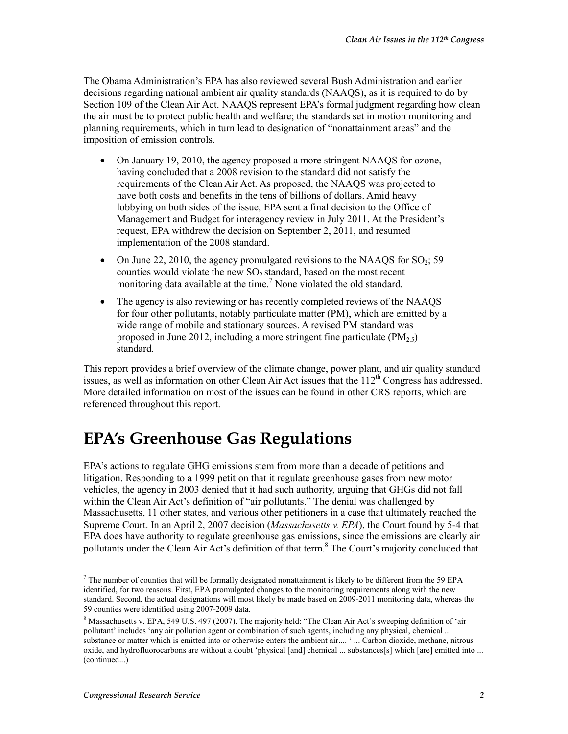The Obama Administration's EPA has also reviewed several Bush Administration and earlier decisions regarding national ambient air quality standards (NAAQS), as it is required to do by Section 109 of the Clean Air Act. NAAQS represent EPA's formal judgment regarding how clean the air must be to protect public health and welfare; the standards set in motion monitoring and planning requirements, which in turn lead to designation of "nonattainment areas" and the imposition of emission controls.

- On January 19, 2010, the agency proposed a more stringent NAAQS for ozone, having concluded that a 2008 revision to the standard did not satisfy the requirements of the Clean Air Act. As proposed, the NAAQS was projected to have both costs and benefits in the tens of billions of dollars. Amid heavy lobbying on both sides of the issue, EPA sent a final decision to the Office of Management and Budget for interagency review in July 2011. At the President's request, EPA withdrew the decision on September 2, 2011, and resumed implementation of the 2008 standard.
- On June 22, 2010, the agency promulgated revisions to the NAAQS for $SO_2$; 59 counties would violate the new $SO_2$ standard, based on the most recent monitoring data available at the time.[7] None violated the old standard.
- The agency is also reviewing or has recently completed reviews of the NAAQS for four other pollutants, notably particulate matter (PM), which are emitted by a wide range of mobile and stationary sources. A revised PM standard was proposed in June 2012, including a more stringent fine particulate ($PM_{2.5}$) standard.

This report provides a brief overview of the climate change, power plant, and air quality standard issues, as well as information on other Clean Air Act issues that the 112th Congress has addressed. More detailed information on most of the issues can be found in other CRS reports, which are referenced throughout this report.

# EPA's Greenhouse Gas Regulations

EPA's actions to regulate GHG emissions stem from more than a decade of petitions and litigation. Responding to a 1999 petition that it regulate greenhouse gases from new motor vehicles, the agency in 2003 denied that it had such authority, arguing that GHGs did not fall within the Clean Air Act's definition of "air pollutants." The denial was challenged by Massachusetts, 11 other states, and various other petitioners in a case that ultimately reached the Supreme Court. In an April 2, 2007 decision (*Massachusetts v. EPA*), the Court found by 5-4 that EPA does have authority to regulate greenhouse gas emissions, since the emissions are clearly air pollutants under the Clean Air Act's definition of that term.[8] The Court's majority concluded that

---

[7] The number of counties that will be formally designated nonattainment is likely to be different from the 59 EPA identified, for two reasons. First, EPA promulgated changes to the monitoring requirements along with the new standard. Second, the actual designations will most likely be made based on 2009-2011 monitoring data, whereas the 59 counties were identified using 2007-2009 data.

[8] Massachusetts v. EPA, 549 U.S. 497 (2007). The majority held: "The Clean Air Act's sweeping definition of 'air pollutant' includes 'any air pollution agent or combination of such agents, including any physical, chemical ... substance or matter which is emitted into or otherwise enters the ambient air.... ' ... Carbon dioxide, methane, nitrous oxide, and hydrofluorocarbons are without a doubt 'physical [and] chemical ... substances[s] which [are] emitted into ... (continued...)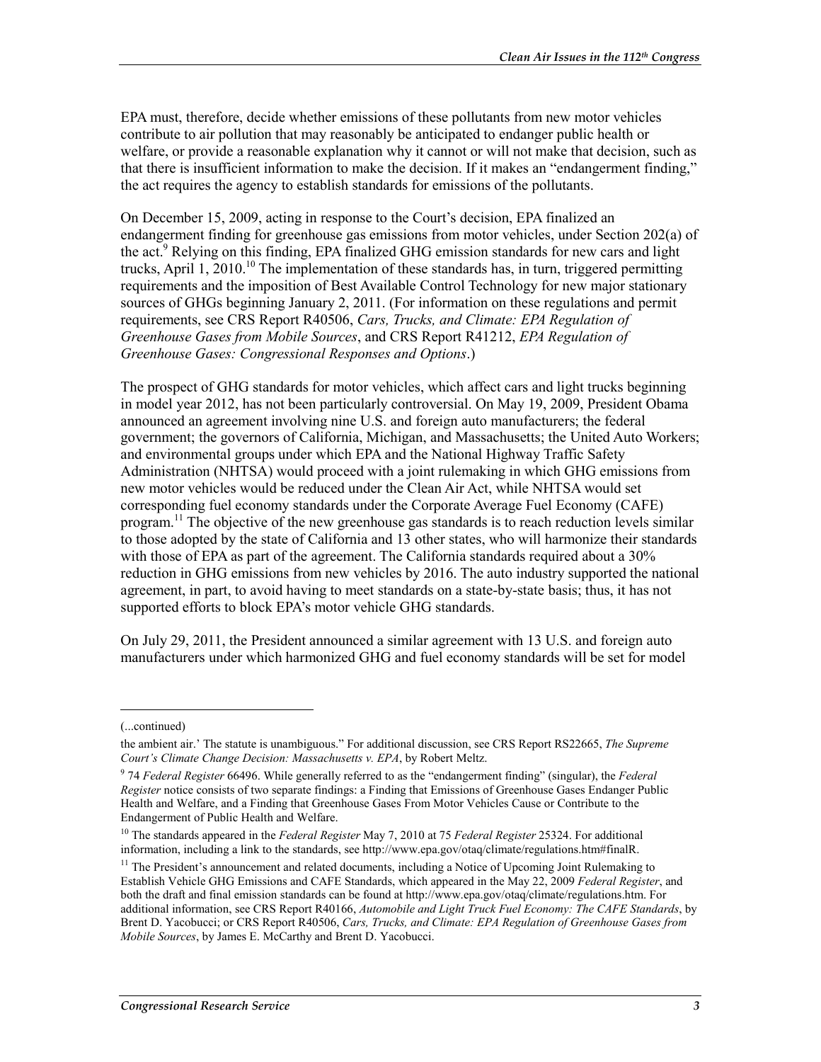EPA must, therefore, decide whether emissions of these pollutants from new motor vehicles contribute to air pollution that may reasonably be anticipated to endanger public health or welfare, or provide a reasonable explanation why it cannot or will not make that decision, such as that there is insufficient information to make the decision. If it makes an "endangerment finding," the act requires the agency to establish standards for emissions of the pollutants.

On December 15, 2009, acting in response to the Court's decision, EPA finalized an endangerment finding for greenhouse gas emissions from motor vehicles, under Section 202(a) of the act.[9] Relying on this finding, EPA finalized GHG emission standards for new cars and light trucks, April 1, 2010.[10] The implementation of these standards has, in turn, triggered permitting requirements and the imposition of Best Available Control Technology for new major stationary sources of GHGs beginning January 2, 2011. (For information on these regulations and permit requirements, see CRS Report R40506, *Cars, Trucks, and Climate: EPA Regulation of Greenhouse Gases from Mobile Sources*, and CRS Report R41212, *EPA Regulation of Greenhouse Gases: Congressional Responses and Options*.)

The prospect of GHG standards for motor vehicles, which affect cars and light trucks beginning in model year 2012, has not been particularly controversial. On May 19, 2009, President Obama announced an agreement involving nine U.S. and foreign auto manufacturers; the federal government; the governors of California, Michigan, and Massachusetts; the United Auto Workers; and environmental groups under which EPA and the National Highway Traffic Safety Administration (NHTSA) would proceed with a joint rulemaking in which GHG emissions from new motor vehicles would be reduced under the Clean Air Act, while NHTSA would set corresponding fuel economy standards under the Corporate Average Fuel Economy (CAFE) program.[11] The objective of the new greenhouse gas standards is to reach reduction levels similar to those adopted by the state of California and 13 other states, who will harmonize their standards with those of EPA as part of the agreement. The California standards required about a 30% reduction in GHG emissions from new vehicles by 2016. The auto industry supported the national agreement, in part, to avoid having to meet standards on a state-by-state basis; thus, it has not supported efforts to block EPA's motor vehicle GHG standards.

On July 29, 2011, the President announced a similar agreement with 13 U.S. and foreign auto manufacturers under which harmonized GHG and fuel economy standards will be set for model

---

(...continued)

the ambient air.' The statute is unambiguous." For additional discussion, see CRS Report RS22665, *The Supreme Court's Climate Change Decision: Massachusetts v. EPA*, by Robert Meltz.

[9] 74 *Federal Register* 66496. While generally referred to as the "endangerment finding" (singular), the *Federal Register* notice consists of two separate findings: a Finding that Emissions of Greenhouse Gases Endanger Public Health and Welfare, and a Finding that Greenhouse Gases From Motor Vehicles Cause or Contribute to the Endangerment of Public Health and Welfare.

[10] The standards appeared in the *Federal Register* May 7, 2010 at 75 *Federal Register* 25324. For additional information, including a link to the standards, see http://www.epa.gov/otaq/climate/regulations.htm#finalR.

[11] The President's announcement and related documents, including a Notice of Upcoming Joint Rulemaking to Establish Vehicle GHG Emissions and CAFE Standards, which appeared in the May 22, 2009 *Federal Register*, and both the draft and final emission standards can be found at http://www.epa.gov/otaq/climate/regulations.htm. For additional information, see CRS Report R40166, *Automobile and Light Truck Fuel Economy: The CAFE Standards*, by Brent D. Yacobucci; or CRS Report R40506, *Cars, Trucks, and Climate: EPA Regulation of Greenhouse Gases from Mobile Sources*, by James E. McCarthy and Brent D. Yacobucci.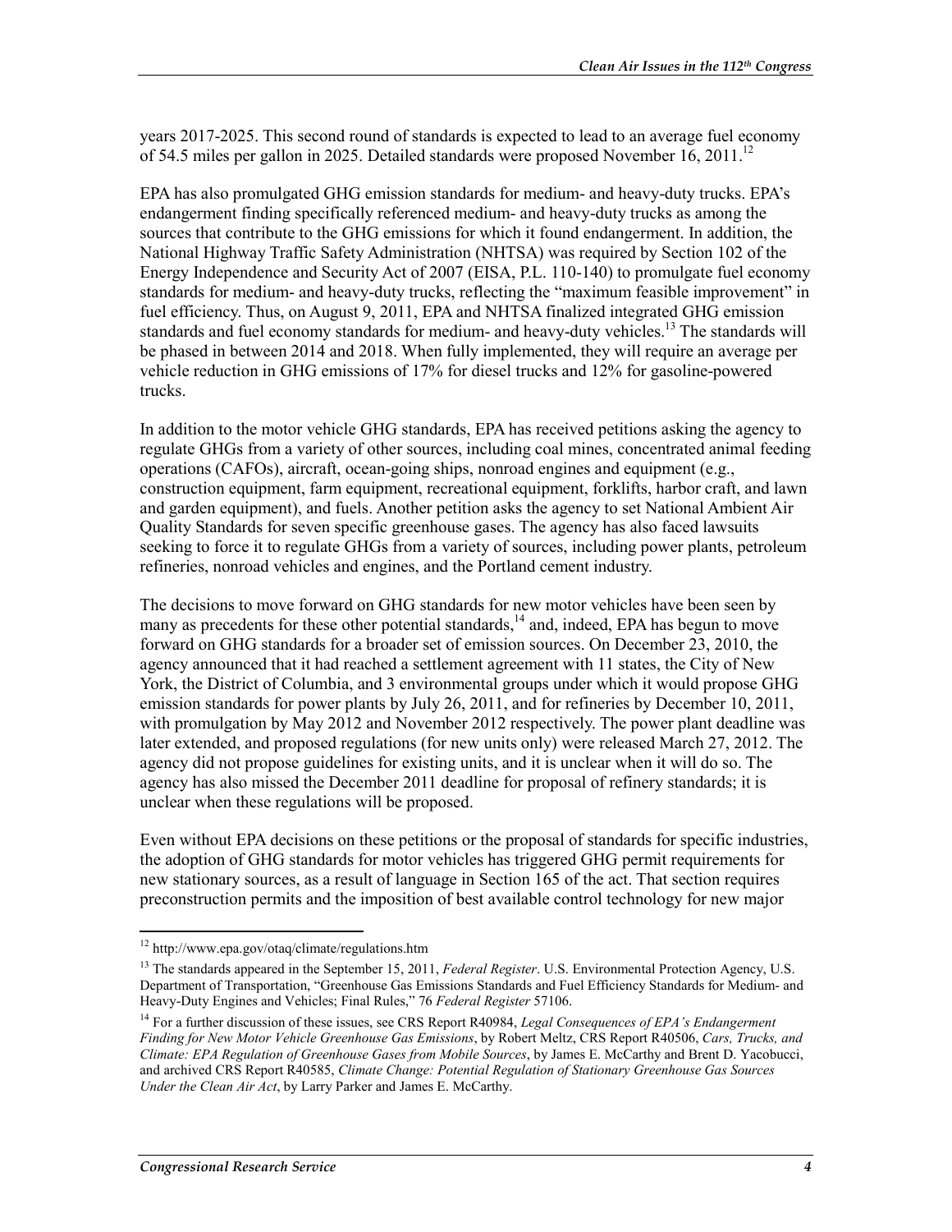years 2017-2025. This second round of standards is expected to lead to an average fuel economy of 54.5 miles per gallon in 2025. Detailed standards were proposed November 16, 2011.[12]

EPA has also promulgated GHG emission standards for medium- and heavy-duty trucks. EPA's endangerment finding specifically referenced medium- and heavy-duty trucks as among the sources that contribute to the GHG emissions for which it found endangerment. In addition, the National Highway Traffic Safety Administration (NHTSA) was required by Section 102 of the Energy Independence and Security Act of 2007 (EISA, P.L. 110-140) to promulgate fuel economy standards for medium- and heavy-duty trucks, reflecting the "maximum feasible improvement" in fuel efficiency. Thus, on August 9, 2011, EPA and NHTSA finalized integrated GHG emission standards and fuel economy standards for medium- and heavy-duty vehicles.[13] The standards will be phased in between 2014 and 2018. When fully implemented, they will require an average per vehicle reduction in GHG emissions of 17% for diesel trucks and 12% for gasoline-powered trucks.

In addition to the motor vehicle GHG standards, EPA has received petitions asking the agency to regulate GHGs from a variety of other sources, including coal mines, concentrated animal feeding operations (CAFOs), aircraft, ocean-going ships, nonroad engines and equipment (e.g., construction equipment, farm equipment, recreational equipment, forklifts, harbor craft, and lawn and garden equipment), and fuels. Another petition asks the agency to set National Ambient Air Quality Standards for seven specific greenhouse gases. The agency has also faced lawsuits seeking to force it to regulate GHGs from a variety of sources, including power plants, petroleum refineries, nonroad vehicles and engines, and the Portland cement industry.

The decisions to move forward on GHG standards for new motor vehicles have been seen by many as precedents for these other potential standards,[14] and, indeed, EPA has begun to move forward on GHG standards for a broader set of emission sources. On December 23, 2010, the agency announced that it had reached a settlement agreement with 11 states, the City of New York, the District of Columbia, and 3 environmental groups under which it would propose GHG emission standards for power plants by July 26, 2011, and for refineries by December 10, 2011, with promulgation by May 2012 and November 2012 respectively. The power plant deadline was later extended, and proposed regulations (for new units only) were released March 27, 2012. The agency did not propose guidelines for existing units, and it is unclear when it will do so. The agency has also missed the December 2011 deadline for proposal of refinery standards; it is unclear when these regulations will be proposed.

Even without EPA decisions on these petitions or the proposal of standards for specific industries, the adoption of GHG standards for motor vehicles has triggered GHG permit requirements for new stationary sources, as a result of language in Section 165 of the act. That section requires preconstruction permits and the imposition of best available control technology for new major

---

[12] http://www.epa.gov/otaq/climate/regulations.htm

[13] The standards appeared in the September 15, 2011, *Federal Register*. U.S. Environmental Protection Agency, U.S. Department of Transportation, "Greenhouse Gas Emissions Standards and Fuel Efficiency Standards for Medium- and Heavy-Duty Engines and Vehicles; Final Rules," 76 *Federal Register* 57106.

[14] For a further discussion of these issues, see CRS Report R40984, *Legal Consequences of EPA's Endangerment Finding for New Motor Vehicle Greenhouse Gas Emissions*, by Robert Meltz, CRS Report R40506, *Cars, Trucks, and Climate: EPA Regulation of Greenhouse Gases from Mobile Sources*, by James E. McCarthy and Brent D. Yacobucci, and archived CRS Report R40585, *Climate Change: Potential Regulation of Stationary Greenhouse Gas Sources Under the Clean Air Act*, by Larry Parker and James E. McCarthy.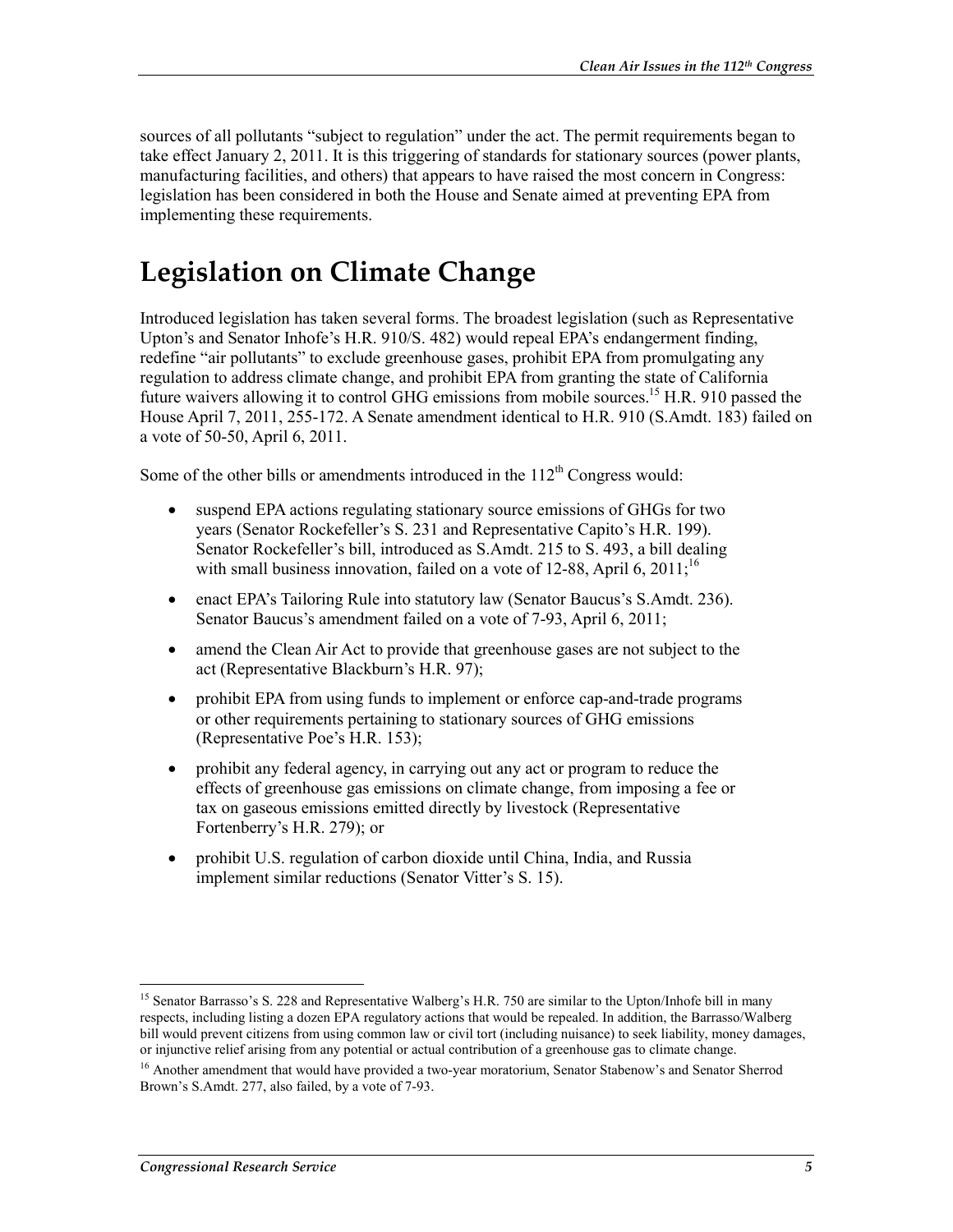sources of all pollutants "subject to regulation" under the act. The permit requirements began to take effect January 2, 2011. It is this triggering of standards for stationary sources (power plants, manufacturing facilities, and others) that appears to have raised the most concern in Congress: legislation has been considered in both the House and Senate aimed at preventing EPA from implementing these requirements.

# Legislation on Climate Change

Introduced legislation has taken several forms. The broadest legislation (such as Representative Upton's and Senator Inhofe's H.R. 910/S. 482) would repeal EPA's endangerment finding, redefine "air pollutants" to exclude greenhouse gases, prohibit EPA from promulgating any regulation to address climate change, and prohibit EPA from granting the state of California future waivers allowing it to control GHG emissions from mobile sources.[15] H.R. 910 passed the House April 7, 2011, 255-172. A Senate amendment identical to H.R. 910 (S.Amdt. 183) failed on a vote of 50-50, April 6, 2011.

Some of the other bills or amendments introduced in the 112th Congress would:

- suspend EPA actions regulating stationary source emissions of GHGs for two years (Senator Rockefeller's S. 231 and Representative Capito's H.R. 199). Senator Rockefeller's bill, introduced as S.Amdt. 215 to S. 493, a bill dealing with small business innovation, failed on a vote of 12-88, April 6, 2011;[16]
- enact EPA's Tailoring Rule into statutory law (Senator Baucus's S.Amdt. 236). Senator Baucus's amendment failed on a vote of 7-93, April 6, 2011;
- amend the Clean Air Act to provide that greenhouse gases are not subject to the act (Representative Blackburn's H.R. 97);
- prohibit EPA from using funds to implement or enforce cap-and-trade programs or other requirements pertaining to stationary sources of GHG emissions (Representative Poe's H.R. 153);
- prohibit any federal agency, in carrying out any act or program to reduce the effects of greenhouse gas emissions on climate change, from imposing a fee or tax on gaseous emissions emitted directly by livestock (Representative Fortenberry's H.R. 279); or
- prohibit U.S. regulation of carbon dioxide until China, India, and Russia implement similar reductions (Senator Vitter's S. 15).

---

[15] Senator Barrasso's S. 228 and Representative Walberg's H.R. 750 are similar to the Upton/Inhofe bill in many respects, including listing a dozen EPA regulatory actions that would be repealed. In addition, the Barrasso/Walberg bill would prevent citizens from using common law or civil tort (including nuisance) to seek liability, money damages, or injunctive relief arising from any potential or actual contribution of a greenhouse gas to climate change.

[16] Another amendment that would have provided a two-year moratorium, Senator Stabenow's and Senator Sherrod Brown's S.Amdt. 277, also failed, by a vote of 7-93.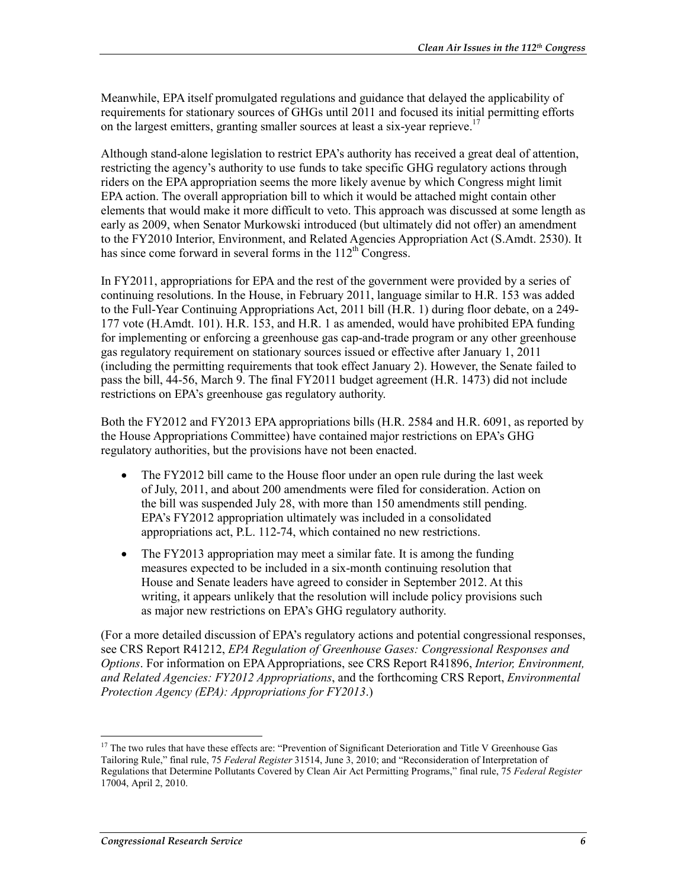Meanwhile, EPA itself promulgated regulations and guidance that delayed the applicability of requirements for stationary sources of GHGs until 2011 and focused its initial permitting efforts on the largest emitters, granting smaller sources at least a six-year reprieve.[17]

Although stand-alone legislation to restrict EPA's authority has received a great deal of attention, restricting the agency's authority to use funds to take specific GHG regulatory actions through riders on the EPA appropriation seems the more likely avenue by which Congress might limit EPA action. The overall appropriation bill to which it would be attached might contain other elements that would make it more difficult to veto. This approach was discussed at some length as early as 2009, when Senator Murkowski introduced (but ultimately did not offer) an amendment to the FY2010 Interior, Environment, and Related Agencies Appropriation Act (S.Amdt. 2530). It has since come forward in several forms in the 112[th] Congress.

In FY2011, appropriations for EPA and the rest of the government were provided by a series of continuing resolutions. In the House, in February 2011, language similar to H.R. 153 was added to the Full-Year Continuing Appropriations Act, 2011 bill (H.R. 1) during floor debate, on a 249-177 vote (H.Amdt. 101). H.R. 153, and H.R. 1 as amended, would have prohibited EPA funding for implementing or enforcing a greenhouse gas cap-and-trade program or any other greenhouse gas regulatory requirement on stationary sources issued or effective after January 1, 2011 (including the permitting requirements that took effect January 2). However, the Senate failed to pass the bill, 44-56, March 9. The final FY2011 budget agreement (H.R. 1473) did not include restrictions on EPA's greenhouse gas regulatory authority.

Both the FY2012 and FY2013 EPA appropriations bills (H.R. 2584 and H.R. 6091, as reported by the House Appropriations Committee) have contained major restrictions on EPA's GHG regulatory authorities, but the provisions have not been enacted.

- The FY2012 bill came to the House floor under an open rule during the last week of July, 2011, and about 200 amendments were filed for consideration. Action on the bill was suspended July 28, with more than 150 amendments still pending. EPA's FY2012 appropriation ultimately was included in a consolidated appropriations act, P.L. 112-74, which contained no new restrictions.
- The FY2013 appropriation may meet a similar fate. It is among the funding measures expected to be included in a six-month continuing resolution that House and Senate leaders have agreed to consider in September 2012. At this writing, it appears unlikely that the resolution will include policy provisions such as major new restrictions on EPA's GHG regulatory authority.

(For a more detailed discussion of EPA's regulatory actions and potential congressional responses, see CRS Report R41212, *EPA Regulation of Greenhouse Gases: Congressional Responses and Options*. For information on EPA Appropriations, see CRS Report R41896, *Interior, Environment, and Related Agencies: FY2012 Appropriations*, and the forthcoming CRS Report, *Environmental Protection Agency (EPA): Appropriations for FY2013*.)

---

[17] The two rules that have these effects are: "Prevention of Significant Deterioration and Title V Greenhouse Gas Tailoring Rule," final rule, 75 *Federal Register* 31514, June 3, 2010; and "Reconsideration of Interpretation of Regulations that Determine Pollutants Covered by Clean Air Act Permitting Programs," final rule, 75 *Federal Register* 17004, April 2, 2010.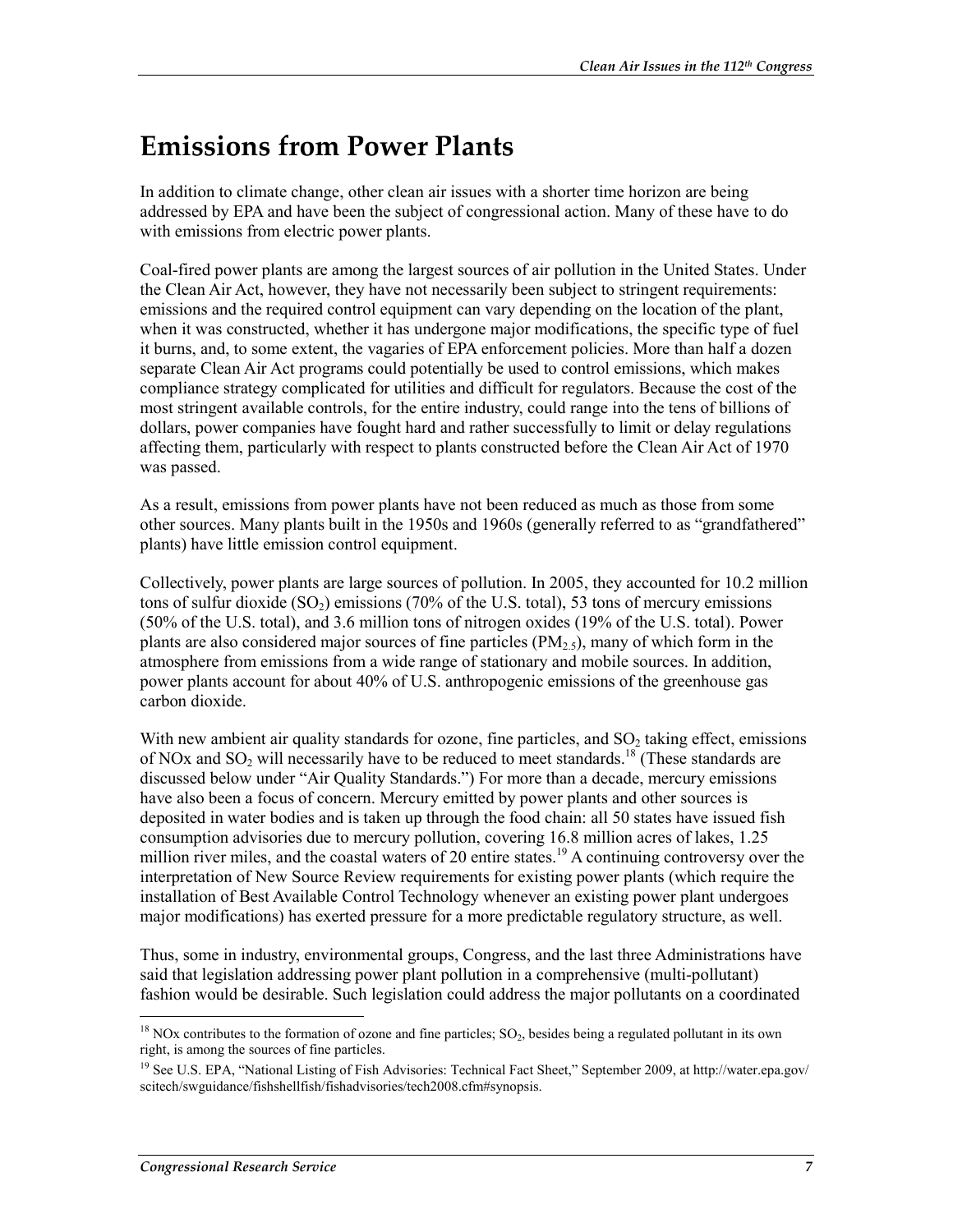# Emissions from Power Plants

In addition to climate change, other clean air issues with a shorter time horizon are being addressed by EPA and have been the subject of congressional action. Many of these have to do with emissions from electric power plants.

Coal-fired power plants are among the largest sources of air pollution in the United States. Under the Clean Air Act, however, they have not necessarily been subject to stringent requirements: emissions and the required control equipment can vary depending on the location of the plant, when it was constructed, whether it has undergone major modifications, the specific type of fuel it burns, and, to some extent, the vagaries of EPA enforcement policies. More than half a dozen separate Clean Air Act programs could potentially be used to control emissions, which makes compliance strategy complicated for utilities and difficult for regulators. Because the cost of the most stringent available controls, for the entire industry, could range into the tens of billions of dollars, power companies have fought hard and rather successfully to limit or delay regulations affecting them, particularly with respect to plants constructed before the Clean Air Act of 1970 was passed.

As a result, emissions from power plants have not been reduced as much as those from some other sources. Many plants built in the 1950s and 1960s (generally referred to as "grandfathered" plants) have little emission control equipment.

Collectively, power plants are large sources of pollution. In 2005, they accounted for 10.2 million tons of sulfur dioxide ($SO_2$) emissions (70% of the U.S. total), 53 tons of mercury emissions (50% of the U.S. total), and 3.6 million tons of nitrogen oxides (19% of the U.S. total). Power plants are also considered major sources of fine particles ($PM_{2.5}$), many of which form in the atmosphere from emissions from a wide range of stationary and mobile sources. In addition, power plants account for about 40% of U.S. anthropogenic emissions of the greenhouse gas carbon dioxide.

With new ambient air quality standards for ozone, fine particles, and $SO_2$ taking effect, emissions of NOx and $SO_2$ will necessarily have to be reduced to meet standards.[18] (These standards are discussed below under "Air Quality Standards.") For more than a decade, mercury emissions have also been a focus of concern. Mercury emitted by power plants and other sources is deposited in water bodies and is taken up through the food chain: all 50 states have issued fish consumption advisories due to mercury pollution, covering 16.8 million acres of lakes, 1.25 million river miles, and the coastal waters of 20 entire states.[19] A continuing controversy over the interpretation of New Source Review requirements for existing power plants (which require the installation of Best Available Control Technology whenever an existing power plant undergoes major modifications) has exerted pressure for a more predictable regulatory structure, as well.

Thus, some in industry, environmental groups, Congress, and the last three Administrations have said that legislation addressing power plant pollution in a comprehensive (multi-pollutant) fashion would be desirable. Such legislation could address the major pollutants on a coordinated

---

[18] NOx contributes to the formation of ozone and fine particles; $SO_2$, besides being a regulated pollutant in its own right, is among the sources of fine particles.

[19] See U.S. EPA, "National Listing of Fish Advisories: Technical Fact Sheet," September 2009, at http://water.epa.gov/scitech/swguidance/fishshellfish/fishadvisories/tech2008.cfm#synopsis.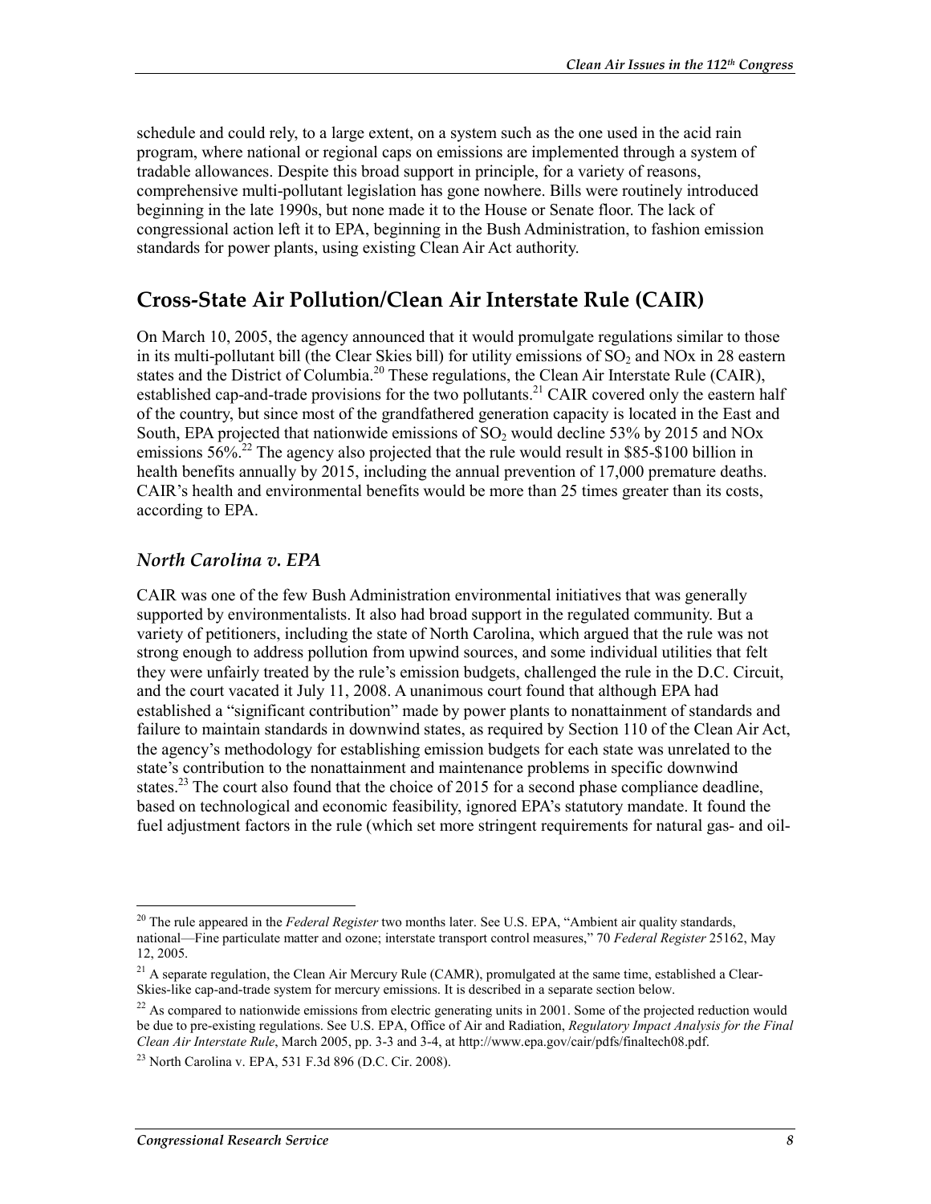schedule and could rely, to a large extent, on a system such as the one used in the acid rain program, where national or regional caps on emissions are implemented through a system of tradable allowances. Despite this broad support in principle, for a variety of reasons, comprehensive multi-pollutant legislation has gone nowhere. Bills were routinely introduced beginning in the late 1990s, but none made it to the House or Senate floor. The lack of congressional action left it to EPA, beginning in the Bush Administration, to fashion emission standards for power plants, using existing Clean Air Act authority.

## Cross-State Air Pollution/Clean Air Interstate Rule (CAIR)

On March 10, 2005, the agency announced that it would promulgate regulations similar to those in its multi-pollutant bill (the Clear Skies bill) for utility emissions of $SO_2$ and NOx in 28 eastern states and the District of Columbia.[20] These regulations, the Clean Air Interstate Rule (CAIR), established cap-and-trade provisions for the two pollutants.[21] CAIR covered only the eastern half of the country, but since most of the grandfathered generation capacity is located in the East and South, EPA projected that nationwide emissions of $SO_2$ would decline 53% by 2015 and NOx emissions 56%.[22] The agency also projected that the rule would result in \$85-\$100 billion in health benefits annually by 2015, including the annual prevention of 17,000 premature deaths. CAIR's health and environmental benefits would be more than 25 times greater than its costs, according to EPA.

### *North Carolina v. EPA*

CAIR was one of the few Bush Administration environmental initiatives that was generally supported by environmentalists. It also had broad support in the regulated community. But a variety of petitioners, including the state of North Carolina, which argued that the rule was not strong enough to address pollution from upwind sources, and some individual utilities that felt they were unfairly treated by the rule's emission budgets, challenged the rule in the D.C. Circuit, and the court vacated it July 11, 2008. A unanimous court found that although EPA had established a "significant contribution" made by power plants to nonattainment of standards and failure to maintain standards in downwind states, as required by Section 110 of the Clean Air Act, the agency's methodology for establishing emission budgets for each state was unrelated to the state's contribution to the nonattainment and maintenance problems in specific downwind states.[23] The court also found that the choice of 2015 for a second phase compliance deadline, based on technological and economic feasibility, ignored EPA's statutory mandate. It found the fuel adjustment factors in the rule (which set more stringent requirements for natural gas- and oil-

---

[20] The rule appeared in the *Federal Register* two months later. See U.S. EPA, "Ambient air quality standards, national—Fine particulate matter and ozone; interstate transport control measures," 70 *Federal Register* 25162, May 12, 2005.

[21] A separate regulation, the Clean Air Mercury Rule (CAMR), promulgated at the same time, established a Clear-Skies-like cap-and-trade system for mercury emissions. It is described in a separate section below.

[22] As compared to nationwide emissions from electric generating units in 2001. Some of the projected reduction would be due to pre-existing regulations. See U.S. EPA, Office of Air and Radiation, *Regulatory Impact Analysis for the Final Clean Air Interstate Rule*, March 2005, pp. 3-3 and 3-4, at http://www.epa.gov/cair/pdfs/finaltech08.pdf.

[23] North Carolina v. EPA, 531 F.3d 896 (D.C. Cir. 2008).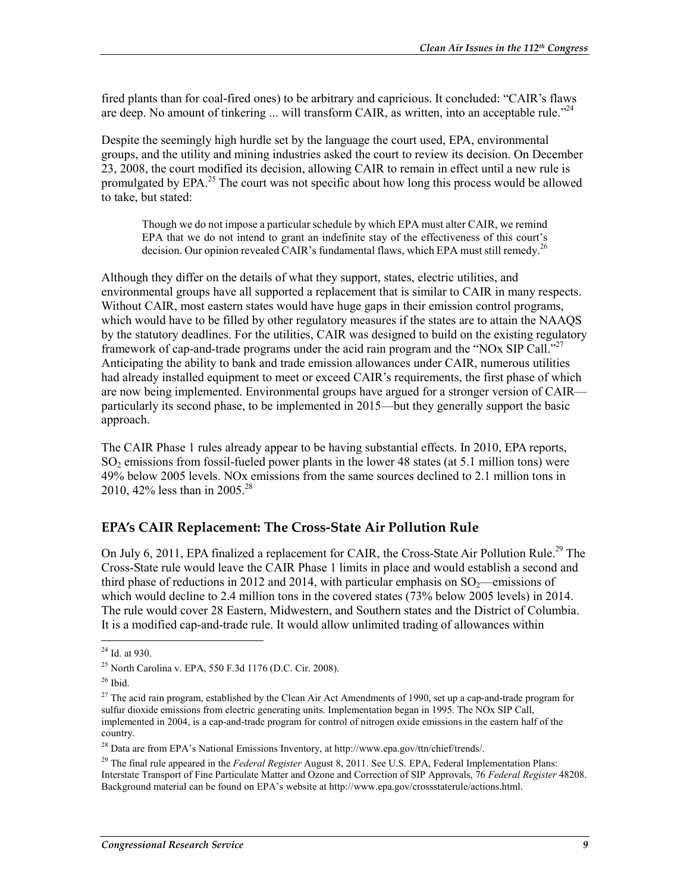fired plants than for coal-fired ones) to be arbitrary and capricious. It concluded: "CAIR's flaws are deep. No amount of tinkering ... will transform CAIR, as written, into an acceptable rule."[24]

Despite the seemingly high hurdle set by the language the court used, EPA, environmental groups, and the utility and mining industries asked the court to review its decision. On December 23, 2008, the court modified its decision, allowing CAIR to remain in effect until a new rule is promulgated by EPA.[25] The court was not specific about how long this process would be allowed to take, but stated:

> Though we do not impose a particular schedule by which EPA must alter CAIR, we remind EPA that we do not intend to grant an indefinite stay of the effectiveness of this court's decision. Our opinion revealed CAIR's fundamental flaws, which EPA must still remedy.[26]

Although they differ on the details of what they support, states, electric utilities, and environmental groups have all supported a replacement that is similar to CAIR in many respects. Without CAIR, most eastern states would have huge gaps in their emission control programs, which would have to be filled by other regulatory measures if the states are to attain the NAAQS by the statutory deadlines. For the utilities, CAIR was designed to build on the existing regulatory framework of cap-and-trade programs under the acid rain program and the "NOx SIP Call."[27] Anticipating the ability to bank and trade emission allowances under CAIR, numerous utilities had already installed equipment to meet or exceed CAIR's requirements, the first phase of which are now being implemented. Environmental groups have argued for a stronger version of CAIR—particularly its second phase, to be implemented in 2015—but they generally support the basic approach.

The CAIR Phase 1 rules already appear to be having substantial effects. In 2010, EPA reports, $SO_2$ emissions from fossil-fueled power plants in the lower 48 states (at 5.1 million tons) were 49% below 2005 levels. NOx emissions from the same sources declined to 2.1 million tons in 2010, 42% less than in 2005.[28]

## EPA's CAIR Replacement: The Cross-State Air Pollution Rule

On July 6, 2011, EPA finalized a replacement for CAIR, the Cross-State Air Pollution Rule.[29] The Cross-State rule would leave the CAIR Phase 1 limits in place and would establish a second and third phase of reductions in 2012 and 2014, with particular emphasis on $SO_2$—emissions of which would decline to 2.4 million tons in the covered states (73% below 2005 levels) in 2014. The rule would cover 28 Eastern, Midwestern, and Southern states and the District of Columbia. It is a modified cap-and-trade rule. It would allow unlimited trading of allowances within

---

[24] Id. at 930.

[25] North Carolina v. EPA, 550 F.3d 1176 (D.C. Cir. 2008).

[26] Ibid.

[27] The acid rain program, established by the Clean Air Act Amendments of 1990, set up a cap-and-trade program for sulfur dioxide emissions from electric generating units. Implementation began in 1995. The NOx SIP Call, implemented in 2004, is a cap-and-trade program for control of nitrogen oxide emissions in the eastern half of the country.

[28] Data are from EPA's National Emissions Inventory, at http://www.epa.gov/ttn/chief/trends/.

[29] The final rule appeared in the *Federal Register* August 8, 2011. See U.S. EPA, Federal Implementation Plans: Interstate Transport of Fine Particulate Matter and Ozone and Correction of SIP Approvals, 76 *Federal Register* 48208. Background material can be found on EPA's website at http://www.epa.gov/crossstaterule/actions.html.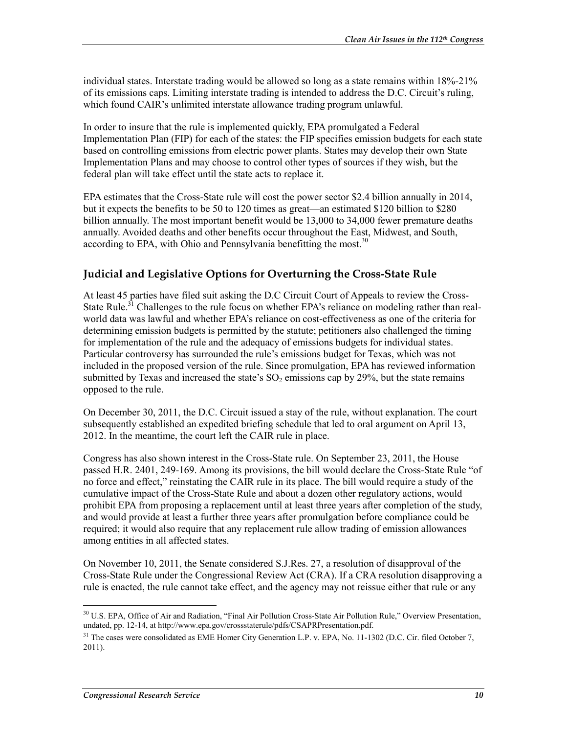individual states. Interstate trading would be allowed so long as a state remains within 18%-21% of its emissions caps. Limiting interstate trading is intended to address the D.C. Circuit's ruling, which found CAIR's unlimited interstate allowance trading program unlawful.

In order to insure that the rule is implemented quickly, EPA promulgated a Federal Implementation Plan (FIP) for each of the states: the FIP specifies emission budgets for each state based on controlling emissions from electric power plants. States may develop their own State Implementation Plans and may choose to control other types of sources if they wish, but the federal plan will take effect until the state acts to replace it.

EPA estimates that the Cross-State rule will cost the power sector $2.4 billion annually in 2014, but it expects the benefits to be 50 to 120 times as great—an estimated $120 billion to $280 billion annually. The most important benefit would be 13,000 to 34,000 fewer premature deaths annually. Avoided deaths and other benefits occur throughout the East, Midwest, and South, according to EPA, with Ohio and Pennsylvania benefitting the most.[30]

## Judicial and Legislative Options for Overturning the Cross-State Rule

At least 45 parties have filed suit asking the D.C Circuit Court of Appeals to review the Cross-State Rule.[31] Challenges to the rule focus on whether EPA's reliance on modeling rather than real-world data was lawful and whether EPA's reliance on cost-effectiveness as one of the criteria for determining emission budgets is permitted by the statute; petitioners also challenged the timing for implementation of the rule and the adequacy of emissions budgets for individual states. Particular controversy has surrounded the rule's emissions budget for Texas, which was not included in the proposed version of the rule. Since promulgation, EPA has reviewed information submitted by Texas and increased the state's $SO_2$ emissions cap by 29%, but the state remains opposed to the rule.

On December 30, 2011, the D.C. Circuit issued a stay of the rule, without explanation. The court subsequently established an expedited briefing schedule that led to oral argument on April 13, 2012. In the meantime, the court left the CAIR rule in place.

Congress has also shown interest in the Cross-State rule. On September 23, 2011, the House passed H.R. 2401, 249-169. Among its provisions, the bill would declare the Cross-State Rule "of no force and effect," reinstating the CAIR rule in its place. The bill would require a study of the cumulative impact of the Cross-State Rule and about a dozen other regulatory actions, would prohibit EPA from proposing a replacement until at least three years after completion of the study, and would provide at least a further three years after promulgation before compliance could be required; it would also require that any replacement rule allow trading of emission allowances among entities in all affected states.

On November 10, 2011, the Senate considered S.J.Res. 27, a resolution of disapproval of the Cross-State Rule under the Congressional Review Act (CRA). If a CRA resolution disapproving a rule is enacted, the rule cannot take effect, and the agency may not reissue either that rule or any

---

[30] U.S. EPA, Office of Air and Radiation, "Final Air Pollution Cross-State Air Pollution Rule," Overview Presentation, undated, pp. 12-14, at http://www.epa.gov/crossstaterule/pdfs/CSAPRPresentation.pdf.

[31] The cases were consolidated as EME Homer City Generation L.P. v. EPA, No. 11-1302 (D.C. Cir. filed October 7, 2011).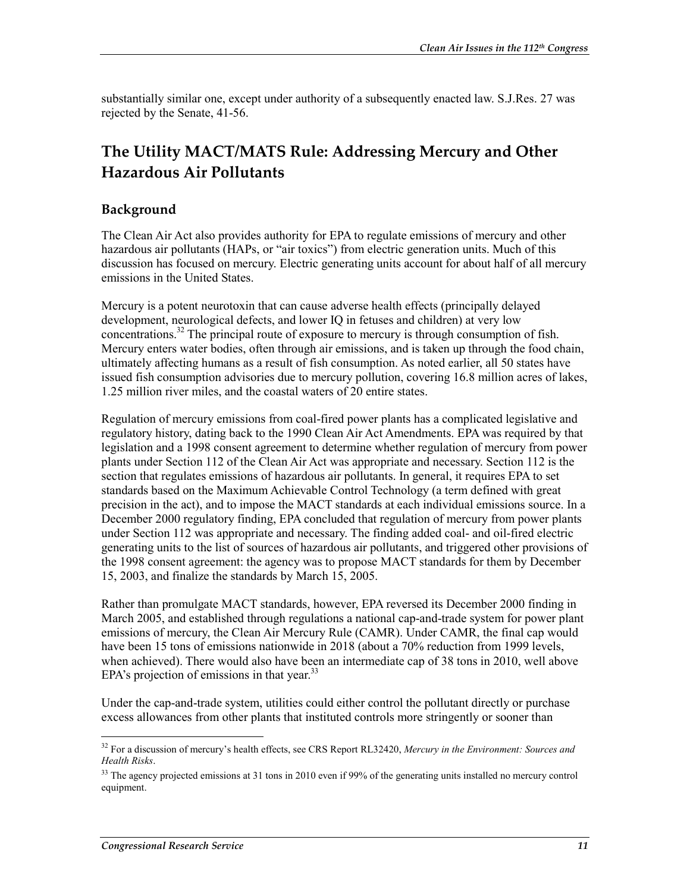substantially similar one, except under authority of a subsequently enacted law. S.J.Res. 27 was rejected by the Senate, 41-56.

## The Utility MACT/MATS Rule: Addressing Mercury and Other Hazardous Air Pollutants

### Background

The Clean Air Act also provides authority for EPA to regulate emissions of mercury and other hazardous air pollutants (HAPs, or "air toxics") from electric generation units. Much of this discussion has focused on mercury. Electric generating units account for about half of all mercury emissions in the United States.

Mercury is a potent neurotoxin that can cause adverse health effects (principally delayed development, neurological defects, and lower IQ in fetuses and children) at very low concentrations.[32] The principal route of exposure to mercury is through consumption of fish. Mercury enters water bodies, often through air emissions, and is taken up through the food chain, ultimately affecting humans as a result of fish consumption. As noted earlier, all 50 states have issued fish consumption advisories due to mercury pollution, covering 16.8 million acres of lakes, 1.25 million river miles, and the coastal waters of 20 entire states.

Regulation of mercury emissions from coal-fired power plants has a complicated legislative and regulatory history, dating back to the 1990 Clean Air Act Amendments. EPA was required by that legislation and a 1998 consent agreement to determine whether regulation of mercury from power plants under Section 112 of the Clean Air Act was appropriate and necessary. Section 112 is the section that regulates emissions of hazardous air pollutants. In general, it requires EPA to set standards based on the Maximum Achievable Control Technology (a term defined with great precision in the act), and to impose the MACT standards at each individual emissions source. In a December 2000 regulatory finding, EPA concluded that regulation of mercury from power plants under Section 112 was appropriate and necessary. The finding added coal- and oil-fired electric generating units to the list of sources of hazardous air pollutants, and triggered other provisions of the 1998 consent agreement: the agency was to propose MACT standards for them by December 15, 2003, and finalize the standards by March 15, 2005.

Rather than promulgate MACT standards, however, EPA reversed its December 2000 finding in March 2005, and established through regulations a national cap-and-trade system for power plant emissions of mercury, the Clean Air Mercury Rule (CAMR). Under CAMR, the final cap would have been 15 tons of emissions nationwide in 2018 (about a 70% reduction from 1999 levels, when achieved). There would also have been an intermediate cap of 38 tons in 2010, well above EPA's projection of emissions in that year.[33]

Under the cap-and-trade system, utilities could either control the pollutant directly or purchase excess allowances from other plants that instituted controls more stringently or sooner than

---

[32] For a discussion of mercury's health effects, see CRS Report RL32420, *Mercury in the Environment: Sources and Health Risks*.

[33] The agency projected emissions at 31 tons in 2010 even if 99% of the generating units installed no mercury control equipment.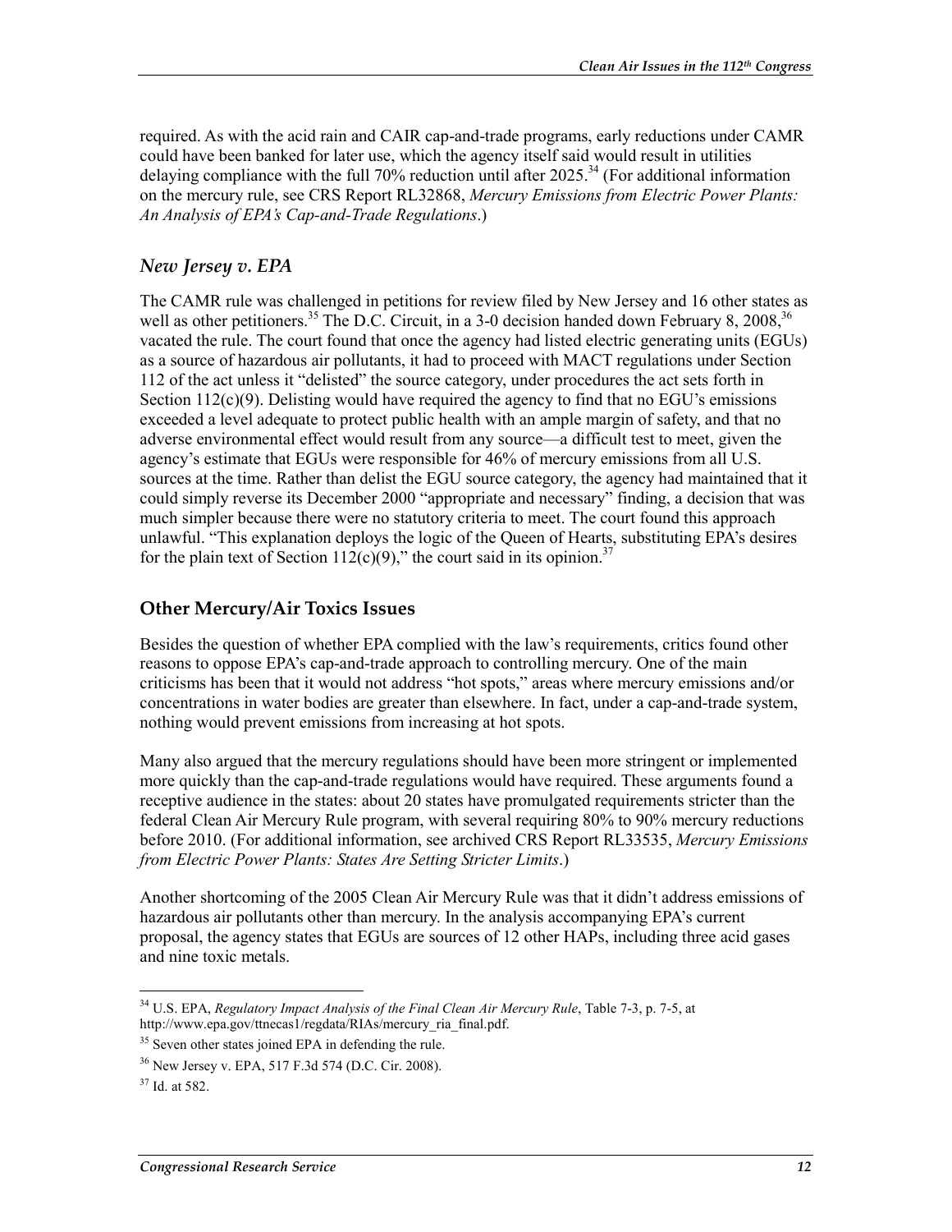required. As with the acid rain and CAIR cap-and-trade programs, early reductions under CAMR could have been banked for later use, which the agency itself said would result in utilities delaying compliance with the full 70% reduction until after 2025.[34] (For additional information on the mercury rule, see CRS Report RL32868, *Mercury Emissions from Electric Power Plants: An Analysis of EPA's Cap-and-Trade Regulations*.)

### *New Jersey v. EPA*

The CAMR rule was challenged in petitions for review filed by New Jersey and 16 other states as well as other petitioners.[35] The D.C. Circuit, in a 3-0 decision handed down February 8, 2008,[36] vacated the rule. The court found that once the agency had listed electric generating units (EGUs) as a source of hazardous air pollutants, it had to proceed with MACT regulations under Section 112 of the act unless it "delisted" the source category, under procedures the act sets forth in Section 112(c)(9). Delisting would have required the agency to find that no EGU's emissions exceeded a level adequate to protect public health with an ample margin of safety, and that no adverse environmental effect would result from any source—a difficult test to meet, given the agency's estimate that EGUs were responsible for 46% of mercury emissions from all U.S. sources at the time. Rather than delist the EGU source category, the agency had maintained that it could simply reverse its December 2000 "appropriate and necessary" finding, a decision that was much simpler because there were no statutory criteria to meet. The court found this approach unlawful. "This explanation deploys the logic of the Queen of Hearts, substituting EPA's desires for the plain text of Section 112(c)(9)," the court said in its opinion.[37]

## Other Mercury/Air Toxics Issues

Besides the question of whether EPA complied with the law's requirements, critics found other reasons to oppose EPA's cap-and-trade approach to controlling mercury. One of the main criticisms has been that it would not address "hot spots," areas where mercury emissions and/or concentrations in water bodies are greater than elsewhere. In fact, under a cap-and-trade system, nothing would prevent emissions from increasing at hot spots.

Many also argued that the mercury regulations should have been more stringent or implemented more quickly than the cap-and-trade regulations would have required. These arguments found a receptive audience in the states: about 20 states have promulgated requirements stricter than the federal Clean Air Mercury Rule program, with several requiring 80% to 90% mercury reductions before 2010. (For additional information, see archived CRS Report RL33535, *Mercury Emissions from Electric Power Plants: States Are Setting Stricter Limits*.)

Another shortcoming of the 2005 Clean Air Mercury Rule was that it didn't address emissions of hazardous air pollutants other than mercury. In the analysis accompanying EPA's current proposal, the agency states that EGUs are sources of 12 other HAPs, including three acid gases and nine toxic metals.

---

[34] U.S. EPA, *Regulatory Impact Analysis of the Final Clean Air Mercury Rule*, Table 7-3, p. 7-5, at http://www.epa.gov/ttnecas1/regdata/RIAs/mercury_ria_final.pdf.

[35] Seven other states joined EPA in defending the rule.

[36] New Jersey v. EPA, 517 F.3d 574 (D.C. Cir. 2008).

[37] Id. at 582.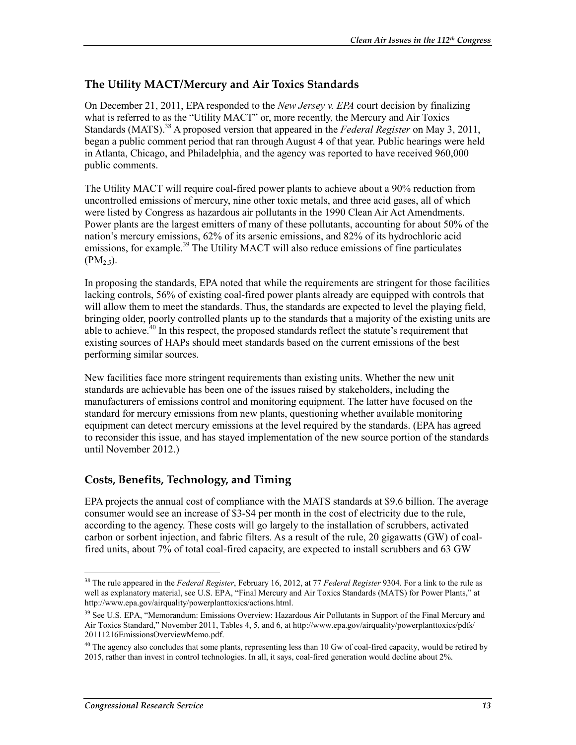## The Utility MACT/Mercury and Air Toxics Standards

On December 21, 2011, EPA responded to the *New Jersey v. EPA* court decision by finalizing what is referred to as the "Utility MACT" or, more recently, the Mercury and Air Toxics Standards (MATS).[38] A proposed version that appeared in the *Federal Register* on May 3, 2011, began a public comment period that ran through August 4 of that year. Public hearings were held in Atlanta, Chicago, and Philadelphia, and the agency was reported to have received 960,000 public comments.

The Utility MACT will require coal-fired power plants to achieve about a 90% reduction from uncontrolled emissions of mercury, nine other toxic metals, and three acid gases, all of which were listed by Congress as hazardous air pollutants in the 1990 Clean Air Act Amendments. Power plants are the largest emitters of many of these pollutants, accounting for about 50% of the nation's mercury emissions, 62% of its arsenic emissions, and 82% of its hydrochloric acid emissions, for example.[39] The Utility MACT will also reduce emissions of fine particulates ($PM_{2.5}$).

In proposing the standards, EPA noted that while the requirements are stringent for those facilities lacking controls, 56% of existing coal-fired power plants already are equipped with controls that will allow them to meet the standards. Thus, the standards are expected to level the playing field, bringing older, poorly controlled plants up to the standards that a majority of the existing units are able to achieve.[40] In this respect, the proposed standards reflect the statute's requirement that existing sources of HAPs should meet standards based on the current emissions of the best performing similar sources.

New facilities face more stringent requirements than existing units. Whether the new unit standards are achievable has been one of the issues raised by stakeholders, including the manufacturers of emissions control and monitoring equipment. The latter have focused on the standard for mercury emissions from new plants, questioning whether available monitoring equipment can detect mercury emissions at the level required by the standards. (EPA has agreed to reconsider this issue, and has stayed implementation of the new source portion of the standards until November 2012.)

## Costs, Benefits, Technology, and Timing

EPA projects the annual cost of compliance with the MATS standards at $9.6 billion. The average consumer would see an increase of $3-$4 per month in the cost of electricity due to the rule, according to the agency. These costs will go largely to the installation of scrubbers, activated carbon or sorbent injection, and fabric filters. As a result of the rule, 20 gigawatts (GW) of coal-fired units, about 7% of total coal-fired capacity, are expected to install scrubbers and 63 GW

---

[38] The rule appeared in the *Federal Register*, February 16, 2012, at 77 *Federal Register* 9304. For a link to the rule as well as explanatory material, see U.S. EPA, "Final Mercury and Air Toxics Standards (MATS) for Power Plants," at http://www.epa.gov/airquality/powerplanttoxics/actions.html.

[39] See U.S. EPA, "Memorandum: Emissions Overview: Hazardous Air Pollutants in Support of the Final Mercury and Air Toxics Standard," November 2011, Tables 4, 5, and 6, at http://www.epa.gov/airquality/powerplanttoxics/pdfs/20111216EmissionsOverviewMemo.pdf.

[40] The agency also concludes that some plants, representing less than 10 Gw of coal-fired capacity, would be retired by 2015, rather than invest in control technologies. In all, it says, coal-fired generation would decline about 2%.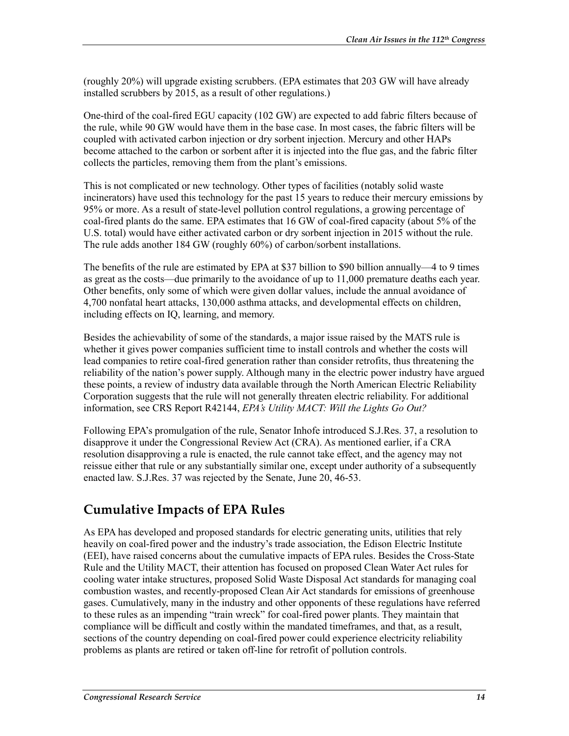(roughly 20%) will upgrade existing scrubbers. (EPA estimates that 203 GW will have already installed scrubbers by 2015, as a result of other regulations.)

One-third of the coal-fired EGU capacity (102 GW) are expected to add fabric filters because of the rule, while 90 GW would have them in the base case. In most cases, the fabric filters will be coupled with activated carbon injection or dry sorbent injection. Mercury and other HAPs become attached to the carbon or sorbent after it is injected into the flue gas, and the fabric filter collects the particles, removing them from the plant's emissions.

This is not complicated or new technology. Other types of facilities (notably solid waste incinerators) have used this technology for the past 15 years to reduce their mercury emissions by 95% or more. As a result of state-level pollution control regulations, a growing percentage of coal-fired plants do the same. EPA estimates that 16 GW of coal-fired capacity (about 5% of the U.S. total) would have either activated carbon or dry sorbent injection in 2015 without the rule. The rule adds another 184 GW (roughly 60%) of carbon/sorbent installations.

The benefits of the rule are estimated by EPA at $37 billion to $90 billion annually—4 to 9 times as great as the costs—due primarily to the avoidance of up to 11,000 premature deaths each year. Other benefits, only some of which were given dollar values, include the annual avoidance of 4,700 nonfatal heart attacks, 130,000 asthma attacks, and developmental effects on children, including effects on IQ, learning, and memory.

Besides the achievability of some of the standards, a major issue raised by the MATS rule is whether it gives power companies sufficient time to install controls and whether the costs will lead companies to retire coal-fired generation rather than consider retrofits, thus threatening the reliability of the nation's power supply. Although many in the electric power industry have argued these points, a review of industry data available through the North American Electric Reliability Corporation suggests that the rule will not generally threaten electric reliability. For additional information, see CRS Report R42144, *EPA's Utility MACT: Will the Lights Go Out?*

Following EPA's promulgation of the rule, Senator Inhofe introduced S.J.Res. 37, a resolution to disapprove it under the Congressional Review Act (CRA). As mentioned earlier, if a CRA resolution disapproving a rule is enacted, the rule cannot take effect, and the agency may not reissue either that rule or any substantially similar one, except under authority of a subsequently enacted law. S.J.Res. 37 was rejected by the Senate, June 20, 46-53.

## Cumulative Impacts of EPA Rules

As EPA has developed and proposed standards for electric generating units, utilities that rely heavily on coal-fired power and the industry's trade association, the Edison Electric Institute (EEI), have raised concerns about the cumulative impacts of EPA rules. Besides the Cross-State Rule and the Utility MACT, their attention has focused on proposed Clean Water Act rules for cooling water intake structures, proposed Solid Waste Disposal Act standards for managing coal combustion wastes, and recently-proposed Clean Air Act standards for emissions of greenhouse gases. Cumulatively, many in the industry and other opponents of these regulations have referred to these rules as an impending "train wreck" for coal-fired power plants. They maintain that compliance will be difficult and costly within the mandated timeframes, and that, as a result, sections of the country depending on coal-fired power could experience electricity reliability problems as plants are retired or taken off-line for retrofit of pollution controls.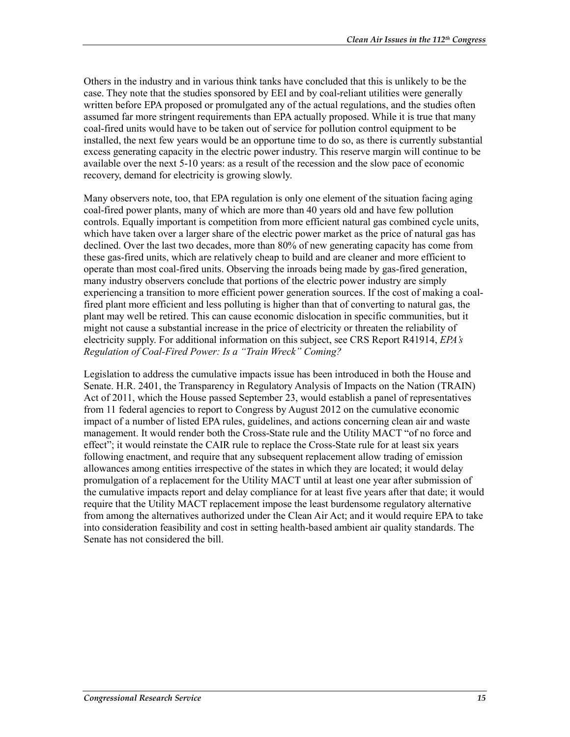Others in the industry and in various think tanks have concluded that this is unlikely to be the case. They note that the studies sponsored by EEI and by coal-reliant utilities were generally written before EPA proposed or promulgated any of the actual regulations, and the studies often assumed far more stringent requirements than EPA actually proposed. While it is true that many coal-fired units would have to be taken out of service for pollution control equipment to be installed, the next few years would be an opportune time to do so, as there is currently substantial excess generating capacity in the electric power industry. This reserve margin will continue to be available over the next 5-10 years: as a result of the recession and the slow pace of economic recovery, demand for electricity is growing slowly.

Many observers note, too, that EPA regulation is only one element of the situation facing aging coal-fired power plants, many of which are more than 40 years old and have few pollution controls. Equally important is competition from more efficient natural gas combined cycle units, which have taken over a larger share of the electric power market as the price of natural gas has declined. Over the last two decades, more than 80% of new generating capacity has come from these gas-fired units, which are relatively cheap to build and are cleaner and more efficient to operate than most coal-fired units. Observing the inroads being made by gas-fired generation, many industry observers conclude that portions of the electric power industry are simply experiencing a transition to more efficient power generation sources. If the cost of making a coal-fired plant more efficient and less polluting is higher than that of converting to natural gas, the plant may well be retired. This can cause economic dislocation in specific communities, but it might not cause a substantial increase in the price of electricity or threaten the reliability of electricity supply. For additional information on this subject, see CRS Report R41914, *EPA's Regulation of Coal-Fired Power: Is a "Train Wreck" Coming?*

Legislation to address the cumulative impacts issue has been introduced in both the House and Senate. H.R. 2401, the Transparency in Regulatory Analysis of Impacts on the Nation (TRAIN) Act of 2011, which the House passed September 23, would establish a panel of representatives from 11 federal agencies to report to Congress by August 2012 on the cumulative economic impact of a number of listed EPA rules, guidelines, and actions concerning clean air and waste management. It would render both the Cross-State rule and the Utility MACT "of no force and effect"; it would reinstate the CAIR rule to replace the Cross-State rule for at least six years following enactment, and require that any subsequent replacement allow trading of emission allowances among entities irrespective of the states in which they are located; it would delay promulgation of a replacement for the Utility MACT until at least one year after submission of the cumulative impacts report and delay compliance for at least five years after that date; it would require that the Utility MACT replacement impose the least burdensome regulatory alternative from among the alternatives authorized under the Clean Air Act; and it would require EPA to take into consideration feasibility and cost in setting health-based ambient air quality standards. The Senate has not considered the bill.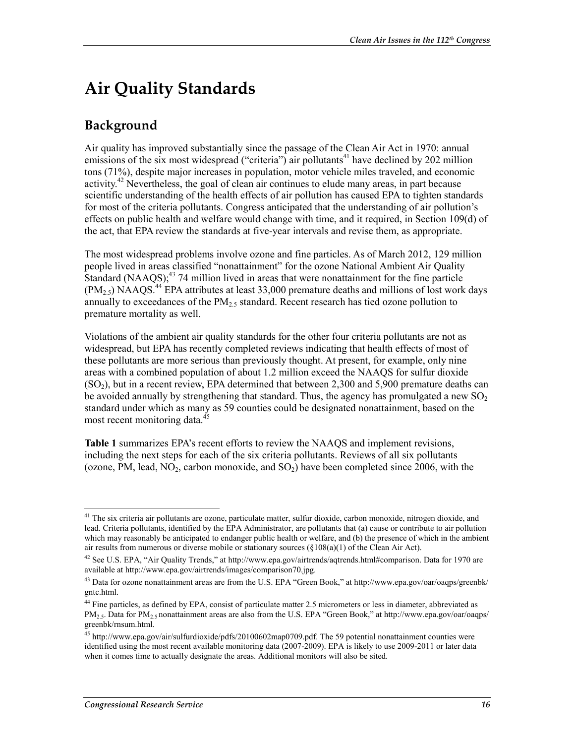# Air Quality Standards

## Background

Air quality has improved substantially since the passage of the Clean Air Act in 1970: annual emissions of the six most widespread ("criteria") air pollutants[41] have declined by 202 million tons (71%), despite major increases in population, motor vehicle miles traveled, and economic activity.[42] Nevertheless, the goal of clean air continues to elude many areas, in part because scientific understanding of the health effects of air pollution has caused EPA to tighten standards for most of the criteria pollutants. Congress anticipated that the understanding of air pollution's effects on public health and welfare would change with time, and it required, in Section 109(d) of the act, that EPA review the standards at five-year intervals and revise them, as appropriate.

The most widespread problems involve ozone and fine particles. As of March 2012, 129 million people lived in areas classified "nonattainment" for the ozone National Ambient Air Quality Standard (NAAQS);[43] 74 million lived in areas that were nonattainment for the fine particle ($PM_{2.5}$) NAAQS.[44] EPA attributes at least 33,000 premature deaths and millions of lost work days annually to exceedances of the $PM_{2.5}$ standard. Recent research has tied ozone pollution to premature mortality as well.

Violations of the ambient air quality standards for the other four criteria pollutants are not as widespread, but EPA has recently completed reviews indicating that health effects of most of these pollutants are more serious than previously thought. At present, for example, only nine areas with a combined population of about 1.2 million exceed the NAAQS for sulfur dioxide ($SO_2$), but in a recent review, EPA determined that between 2,300 and 5,900 premature deaths can be avoided annually by strengthening that standard. Thus, the agency has promulgated a new $SO_2$ standard under which as many as 59 counties could be designated nonattainment, based on the most recent monitoring data.[45]

**Table 1** summarizes EPA's recent efforts to review the NAAQS and implement revisions, including the next steps for each of the six criteria pollutants. Reviews of all six pollutants (ozone, PM, lead, $NO_2$, carbon monoxide, and $SO_2$) have been completed since 2006, with the

---

[41] The six criteria air pollutants are ozone, particulate matter, sulfur dioxide, carbon monoxide, nitrogen dioxide, and lead. Criteria pollutants, identified by the EPA Administrator, are pollutants that (a) cause or contribute to air pollution which may reasonably be anticipated to endanger public health or welfare, and (b) the presence of which in the ambient air results from numerous or diverse mobile or stationary sources (§108(a)(1) of the Clean Air Act).

[42] See U.S. EPA, "Air Quality Trends," at http://www.epa.gov/airtrends/aqtrends.html#comparison. Data for 1970 are available at http://www.epa.gov/airtrends/images/comparison70.jpg.

[43] Data for ozone nonattainment areas are from the U.S. EPA "Green Book," at http://www.epa.gov/oar/oaqps/greenbk/gntc.html.

[44] Fine particles, as defined by EPA, consist of particulate matter 2.5 micrometers or less in diameter, abbreviated as $PM_{2.5}$. Data for $PM_{2.5}$ nonattainment areas are also from the U.S. EPA "Green Book," at http://www.epa.gov/oar/oaqps/greenbk/rnsum.html.

[45] http://www.epa.gov/air/sulfurdioxide/pdfs/20100602map0709.pdf. The 59 potential nonattainment counties were identified using the most recent available monitoring data (2007-2009). EPA is likely to use 2009-2011 or later data when it comes time to actually designate the areas. Additional monitors will also be sited.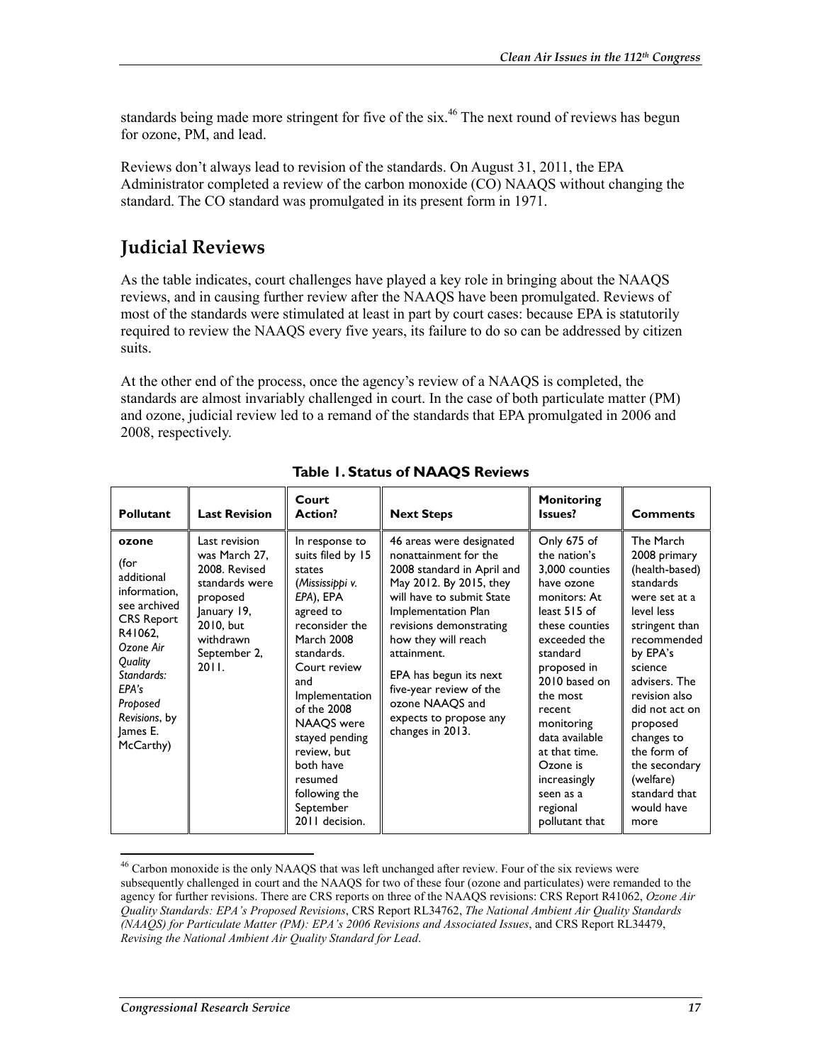standards being made more stringent for five of the six.[46] The next round of reviews has begun for ozone, PM, and lead.

Reviews don't always lead to revision of the standards. On August 31, 2011, the EPA Administrator completed a review of the carbon monoxide (CO) NAAQS without changing the standard. The CO standard was promulgated in its present form in 1971.

## Judicial Reviews

As the table indicates, court challenges have played a key role in bringing about the NAAQS reviews, and in causing further review after the NAAQS have been promulgated. Reviews of most of the standards were stimulated at least in part by court cases: because EPA is statutorily required to review the NAAQS every five years, its failure to do so can be addressed by citizen suits.

At the other end of the process, once the agency's review of a NAAQS is completed, the standards are almost invariably challenged in court. In the case of both particulate matter (PM) and ozone, judicial review led to a remand of the standards that EPA promulgated in 2006 and 2008, respectively.

**Table 1. Status of NAAQS Reviews**

| Pollutant | Last Revision | Court Action? | Next Steps | Monitoring Issues? | Comments |
| --- | --- | --- | --- | --- | --- |
| **ozone** (for additional information, see archived CRS Report R41062, *Ozone Air Quality Standards: EPA's Proposed Revisions*, by James E. McCarthy) | Last revision was March 27, 2008. Revised standards were proposed January 19, 2010, but withdrawn September 2, 2011. | In response to suits filed by 15 states (*Mississippi v. EPA*), EPA agreed to reconsider the March 2008 standards. Court review and Implementation of the 2008 NAAQS were stayed pending review, but both have resumed following the September 2011 decision. | 46 areas were designated nonattainment for the 2008 standard in April and May 2012. By 2015, they will have to submit State Implementation Plan revisions demonstrating how they will reach attainment.<br><br>EPA has begun its next five-year review of the ozone NAAQS and expects to propose any changes in 2013. | Only 675 of the nation's 3,000 counties have ozone monitors: At least 515 of these counties exceeded the standard proposed in 2010 based on the most recent monitoring data available at that time. Ozone is increasingly seen as a regional pollutant that | The March 2008 primary (health-based) standards were set at a level less stringent than recommended by EPA's science advisers. The revision also did not act on proposed changes to the form of the secondary (welfare) standard that would have more |

[46] Carbon monoxide is the only NAAQS that was left unchanged after review. Four of the six reviews were subsequently challenged in court and the NAAQS for two of these four (ozone and particulates) were remanded to the agency for further revisions. There are CRS reports on three of the NAAQS revisions: CRS Report R41062, *Ozone Air Quality Standards: EPA's Proposed Revisions*, CRS Report RL34762, *The National Ambient Air Quality Standards (NAAQS) for Particulate Matter (PM): EPA's 2006 Revisions and Associated Issues*, and CRS Report RL34479, *Revising the National Ambient Air Quality Standard for Lead*.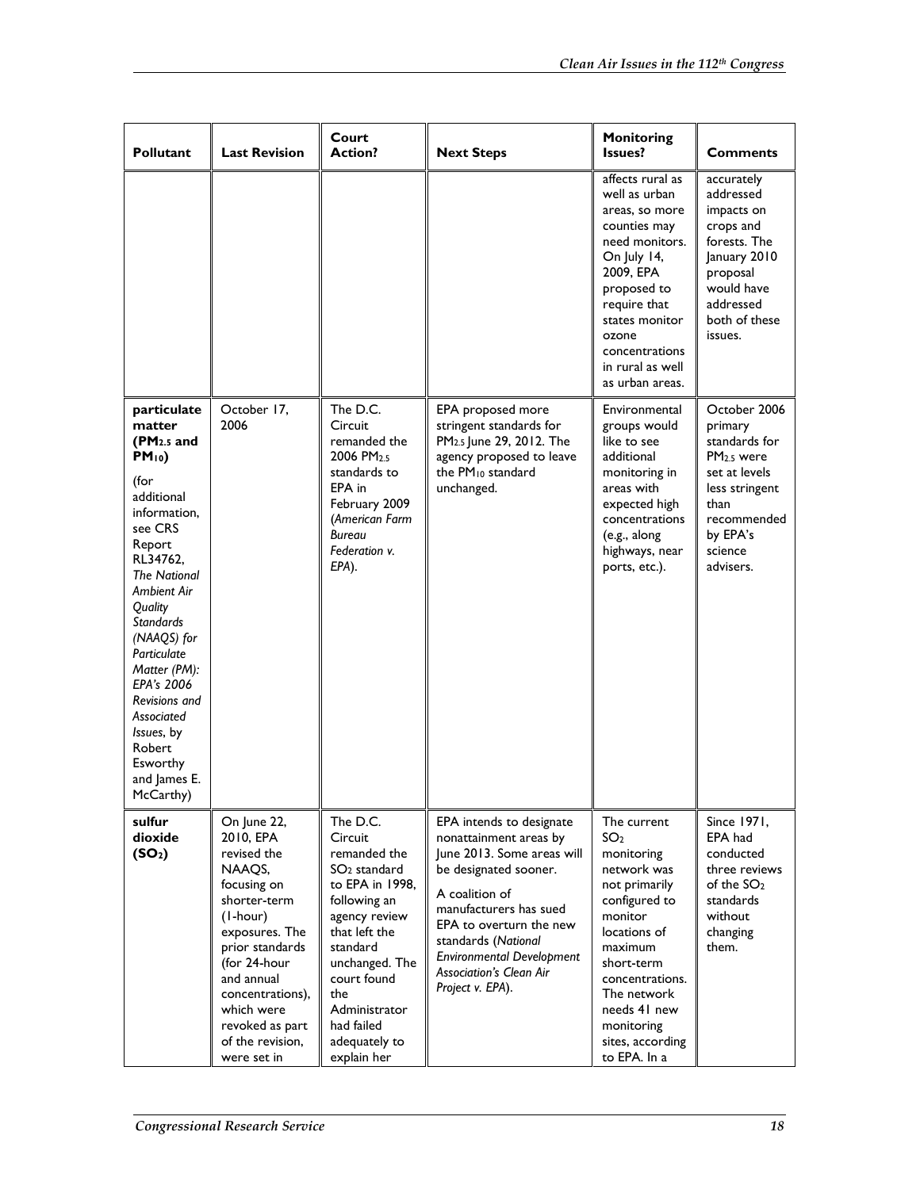| Pollutant | Last Revision | Court Action? | Next Steps | Monitoring Issues? | Comments |
| --- | --- | --- | --- | --- | --- |
| | | | | affects rural as well as urban areas, so more counties may need monitors. On July 14, 2009, EPA proposed to require that states monitor ozone concentrations in rural as well as urban areas. | accurately addressed impacts on crops and forests. The January 2010 proposal would have addressed both of these issues. |
| **particulate matter ($PM_{2.5}$ and $PM_{10}$)** (for additional information, see CRS Report RL34762, *The National Ambient Air Quality Standards (NAAQS) for Particulate Matter (PM): EPA's 2006 Revisions and Associated Issues*, by Robert Esworthy and James E. McCarthy) | October 17, 2006 | The D.C. Circuit remanded the 2006 $PM_{2.5}$ standards to EPA in February 2009 (*American Farm Bureau Federation v. EPA*). | EPA proposed more stringent standards for $PM_{2.5}$ June 29, 2012. The agency proposed to leave the $PM_{10}$ standard unchanged. | Environmental groups would like to see additional monitoring in areas with expected high concentrations (e.g., along highways, near ports, etc.). | October 2006 primary standards for $PM_{2.5}$ were set at levels less stringent than recommended by EPA's science advisers. |
| **sulfur dioxide ($SO_2$)** | On June 22, 2010, EPA revised the NAAQS, focusing on shorter-term (1-hour) exposures. The prior standards (for 24-hour and annual concentrations), which were revoked as part of the revision, were set in | The D.C. Circuit remanded the $SO_2$ standard to EPA in 1998, following an agency review that left the standard unchanged. The court found the Administrator had failed adequately to explain her | EPA intends to designate nonattainment areas by June 2013. Some areas will be designated sooner. A coalition of manufacturers has sued EPA to overturn the new standards (*National Environmental Development Association's Clean Air Project v. EPA*). | The current $SO_2$ monitoring network was not primarily configured to monitor locations of maximum short-term concentrations. The network needs 41 new monitoring sites, according to EPA. In a | Since 1971, EPA had conducted three reviews of the $SO_2$ standards without changing them. |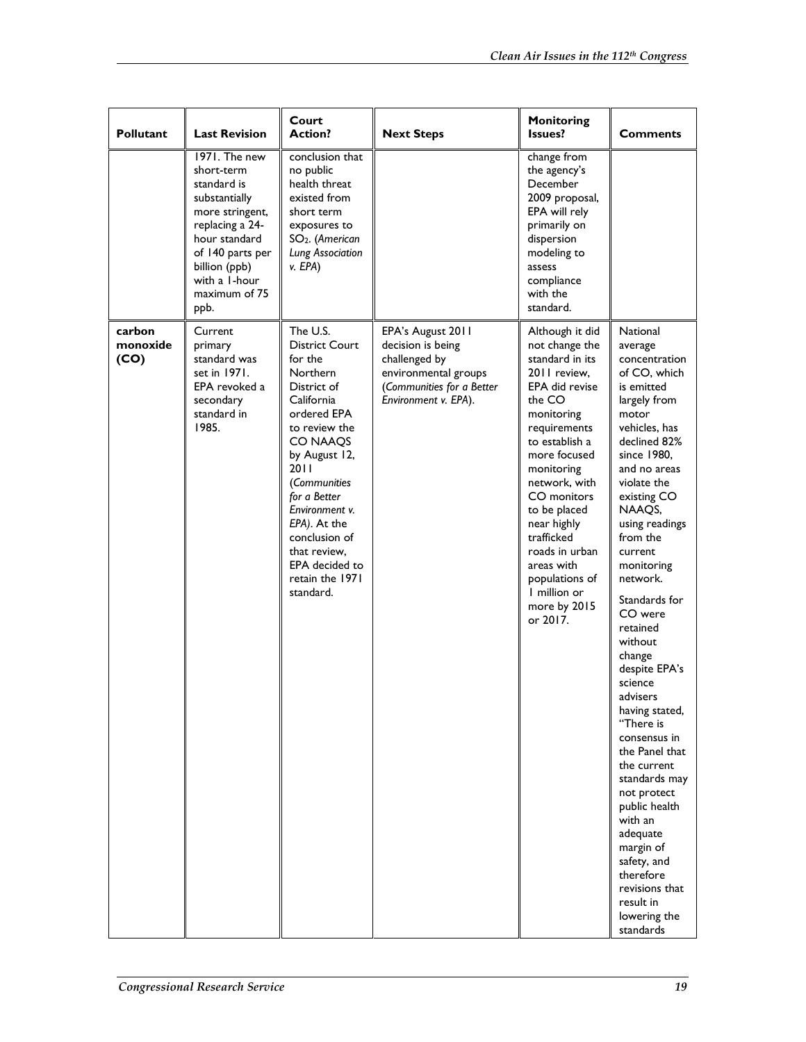| Pollutant | Last Revision | Court Action? | Next Steps | Monitoring Issues? | Comments |
| --- | --- | --- | --- | --- | --- |
| | 1971. The new short-term standard is substantially more stringent, replacing a 24-hour standard of 140 parts per billion (ppb) with a 1-hour maximum of 75 ppb. | conclusion that no public health threat existed from short term exposures to $SO_2$. (*American Lung Association v. EPA*) | | change from the agency's December 2009 proposal, EPA will rely primarily on dispersion modeling to assess compliance with the standard. | |
| **carbon monoxide (CO)** | Current primary standard was set in 1971. EPA revoked a secondary standard in 1985. | The U.S. District Court for the Northern District of California ordered EPA to review the CO NAAQS by August 12, 2011 (*Communities for a Better Environment v. EPA)*. At the conclusion of that review, EPA decided to retain the 1971 standard. | EPA's August 2011 decision is being challenged by environmental groups (*Communities for a Better Environment v. EPA*). | Although it did not change the standard in its 2011 review, EPA did revise the CO monitoring requirements to establish a more focused monitoring network, with CO monitors to be placed near highly trafficked roads in urban areas with populations of 1 million or more by 2015 or 2017. | National average concentration of CO, which is emitted largely from motor vehicles, has declined 82% since 1980, and no areas violate the existing CO NAAQS, using readings from the current monitoring network.<br><br>Standards for CO were retained without change despite EPA's science advisers having stated, "There is consensus in the Panel that the current standards may not protect public health with an adequate margin of safety, and therefore revisions that result in lowering the standards |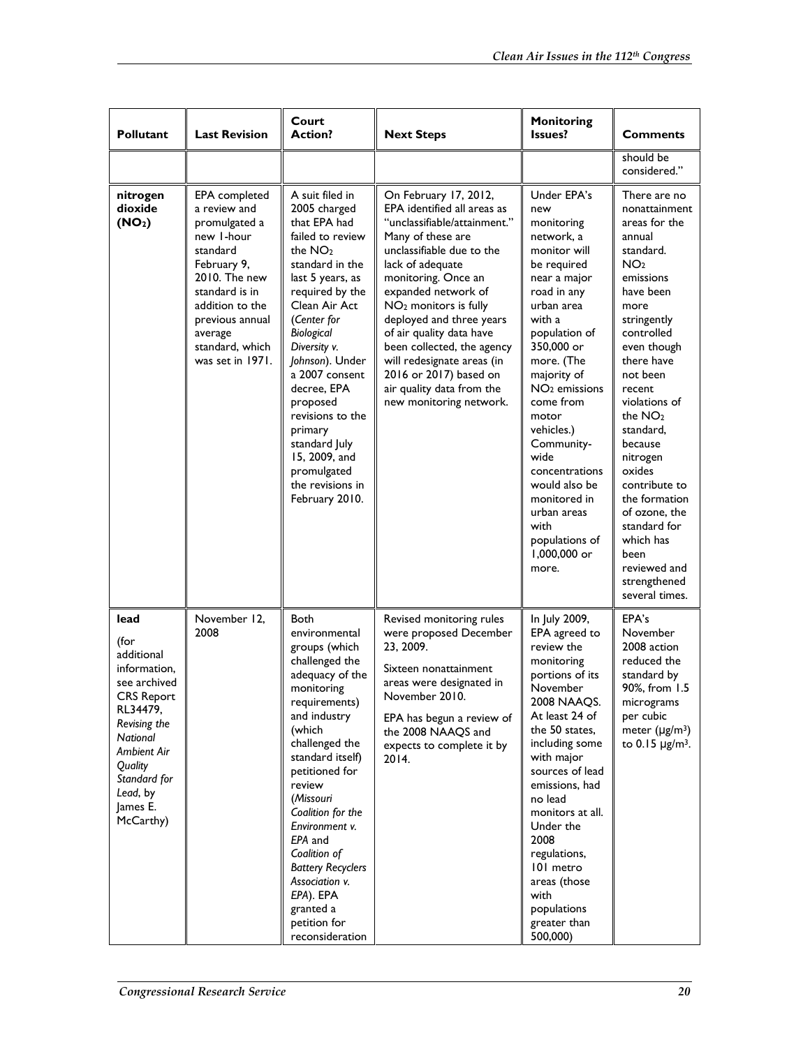| Pollutant | Last Revision | Court Action? | Next Steps | Monitoring Issues? | Comments |
|---|---|---|---|---|---|
| | | | | | should be considered." |
| **nitrogen dioxide ($NO_2$)** | EPA completed a review and promulgated a new 1-hour standard February 9, 2010. The new standard is in addition to the previous annual average standard, which was set in 1971. | A suit filed in 2005 charged that EPA had failed to review the $NO_2$ standard in the last 5 years, as required by the Clean Air Act (*Center for Biological Diversity v. Johnson*). Under a 2007 consent decree, EPA proposed revisions to the primary standard July 15, 2009, and promulgated the revisions in February 2010. | On February 17, 2012, EPA identified all areas as "unclassifiable/attainment." Many of these are unclassifiable due to the lack of adequate monitoring. Once an expanded network of $NO_2$ monitors is fully deployed and three years of air quality data have been collected, the agency will redesignate areas (in 2016 or 2017) based on air quality data from the new monitoring network. | Under EPA's new monitoring network, a monitor will be required near a major road in any urban area with a population of 350,000 or more. (The majority of $NO_2$ emissions come from motor vehicles.) Community-wide concentrations would also be monitored in urban areas with populations of 1,000,000 or more. | There are no nonattainment areas for the annual standard. $NO_2$ emissions have been more stringently controlled even though there have not been recent violations of the $NO_2$ standard, because nitrogen oxides contribute to the formation of ozone, the standard for which has been reviewed and strengthened several times. |
| **lead** (for additional information, see archived CRS Report RL34479, *Revising the National Ambient Air Quality Standard for Lead*, by James E. McCarthy) | November 12, 2008 | Both environmental groups (which challenged the adequacy of the monitoring requirements) and industry (which challenged the standard itself) petitioned for review (*Missouri Coalition for the Environment v. EPA* and *Coalition of Battery Recyclers Association v. EPA*). EPA granted a petition for reconsideration | Revised monitoring rules were proposed December 23, 2009.<br><br>Sixteen nonattainment areas were designated in November 2010.<br><br>EPA has begun a review of the 2008 NAAQS and expects to complete it by 2014. | In July 2009, EPA agreed to review the monitoring portions of its November 2008 NAAQS. At least 24 of the 50 states, including some with major sources of lead emissions, had no lead monitors at all. Under the 2008 regulations, 101 metro areas (those with populations greater than 500,000) | EPA's November 2008 action reduced the standard by 90%, from 1.5 micrograms per cubic meter ($\mu g/m^3$) to 0.15 $\mu g/m^3$. |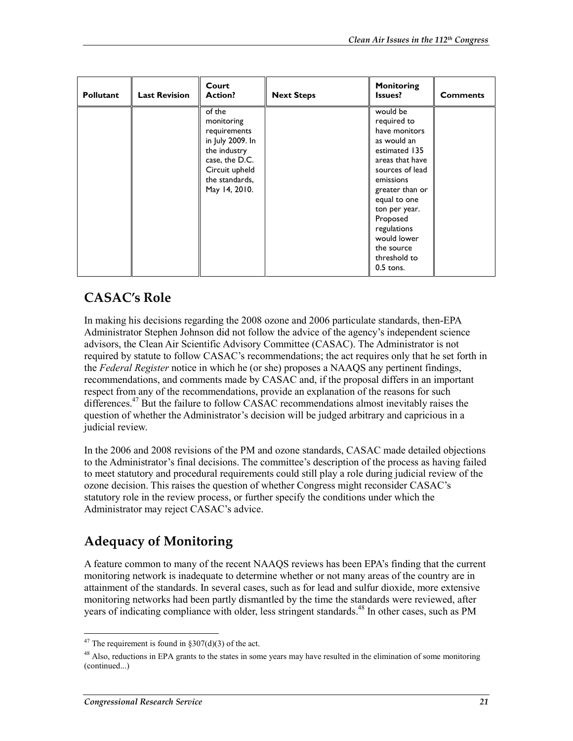| Pollutant | Last Revision | Court Action? | Next Steps | Monitoring Issues? | Comments |
| --- | --- | --- | --- | --- | --- |
| | | of the monitoring requirements in July 2009. In the industry case, the D.C. Circuit upheld the standards, May 14, 2010. | | would be required to have monitors as would an estimated 135 areas that have sources of lead emissions greater than or equal to one ton per year. Proposed regulations would lower the source threshold to 0.5 tons. | |

## CASAC's Role

In making his decisions regarding the 2008 ozone and 2006 particulate standards, then-EPA Administrator Stephen Johnson did not follow the advice of the agency's independent science advisors, the Clean Air Scientific Advisory Committee (CASAC). The Administrator is not required by statute to follow CASAC's recommendations; the act requires only that he set forth in the *Federal Register* notice in which he (or she) proposes a NAAQS any pertinent findings, recommendations, and comments made by CASAC and, if the proposal differs in an important respect from any of the recommendations, provide an explanation of the reasons for such differences.[47] But the failure to follow CASAC recommendations almost inevitably raises the question of whether the Administrator's decision will be judged arbitrary and capricious in a judicial review.

In the 2006 and 2008 revisions of the PM and ozone standards, CASAC made detailed objections to the Administrator's final decisions. The committee's description of the process as having failed to meet statutory and procedural requirements could still play a role during judicial review of the ozone decision. This raises the question of whether Congress might reconsider CASAC's statutory role in the review process, or further specify the conditions under which the Administrator may reject CASAC's advice.

## Adequacy of Monitoring

A feature common to many of the recent NAAQS reviews has been EPA's finding that the current monitoring network is inadequate to determine whether or not many areas of the country are in attainment of the standards. In several cases, such as for lead and sulfur dioxide, more extensive monitoring networks had been partly dismantled by the time the standards were reviewed, after years of indicating compliance with older, less stringent standards.[48] In other cases, such as PM

[47] The requirement is found in §307(d)(3) of the act.

[48] Also, reductions in EPA grants to the states in some years may have resulted in the elimination of some monitoring (continued...)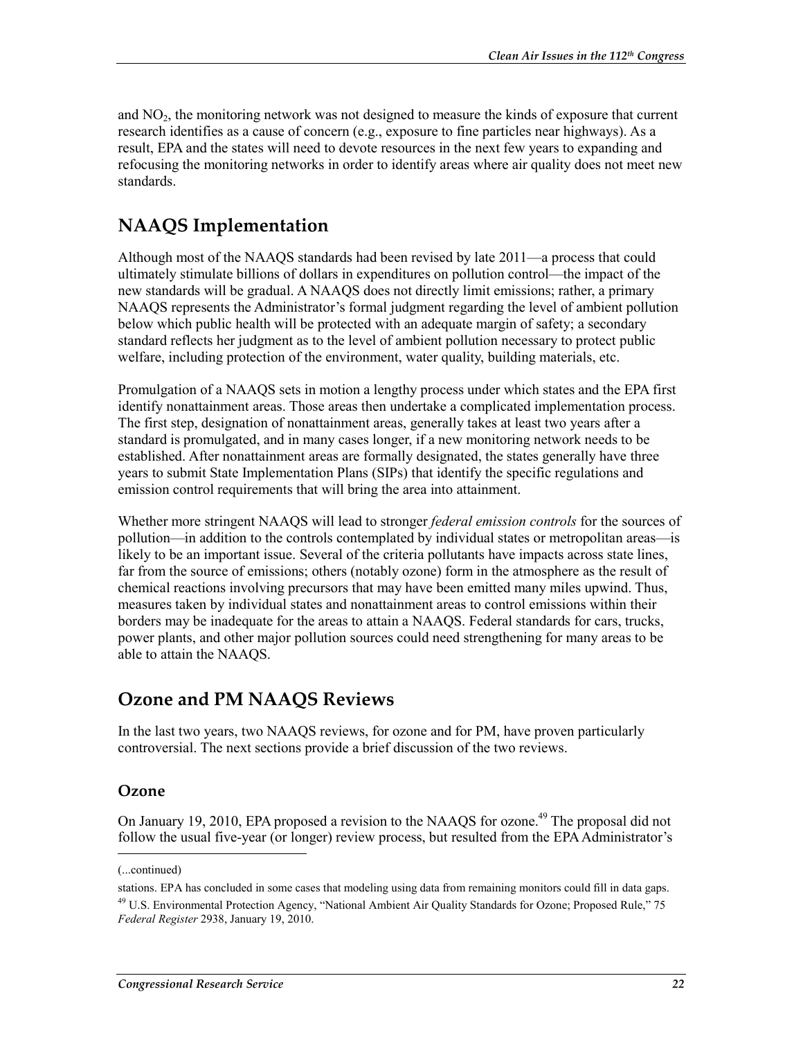and $NO_2$, the monitoring network was not designed to measure the kinds of exposure that current research identifies as a cause of concern (e.g., exposure to fine particles near highways). As a result, EPA and the states will need to devote resources in the next few years to expanding and refocusing the monitoring networks in order to identify areas where air quality does not meet new standards.

## NAAQS Implementation

Although most of the NAAQS standards had been revised by late 2011—a process that could ultimately stimulate billions of dollars in expenditures on pollution control—the impact of the new standards will be gradual. A NAAQS does not directly limit emissions; rather, a primary NAAQS represents the Administrator's formal judgment regarding the level of ambient pollution below which public health will be protected with an adequate margin of safety; a secondary standard reflects her judgment as to the level of ambient pollution necessary to protect public welfare, including protection of the environment, water quality, building materials, etc.

Promulgation of a NAAQS sets in motion a lengthy process under which states and the EPA first identify nonattainment areas. Those areas then undertake a complicated implementation process. The first step, designation of nonattainment areas, generally takes at least two years after a standard is promulgated, and in many cases longer, if a new monitoring network needs to be established. After nonattainment areas are formally designated, the states generally have three years to submit State Implementation Plans (SIPs) that identify the specific regulations and emission control requirements that will bring the area into attainment.

Whether more stringent NAAQS will lead to stronger *federal emission controls* for the sources of pollution—in addition to the controls contemplated by individual states or metropolitan areas—is likely to be an important issue. Several of the criteria pollutants have impacts across state lines, far from the source of emissions; others (notably ozone) form in the atmosphere as the result of chemical reactions involving precursors that may have been emitted many miles upwind. Thus, measures taken by individual states and nonattainment areas to control emissions within their borders may be inadequate for the areas to attain a NAAQS. Federal standards for cars, trucks, power plants, and other major pollution sources could need strengthening for many areas to be able to attain the NAAQS.

## Ozone and PM NAAQS Reviews

In the last two years, two NAAQS reviews, for ozone and for PM, have proven particularly controversial. The next sections provide a brief discussion of the two reviews.

### Ozone

On January 19, 2010, EPA proposed a revision to the NAAQS for ozone.[49] The proposal did not follow the usual five-year (or longer) review process, but resulted from the EPA Administrator's

---

(...continued)

stations. EPA has concluded in some cases that modeling using data from remaining monitors could fill in data gaps.

[49] U.S. Environmental Protection Agency, "National Ambient Air Quality Standards for Ozone; Proposed Rule," 75 *Federal Register* 2938, January 19, 2010.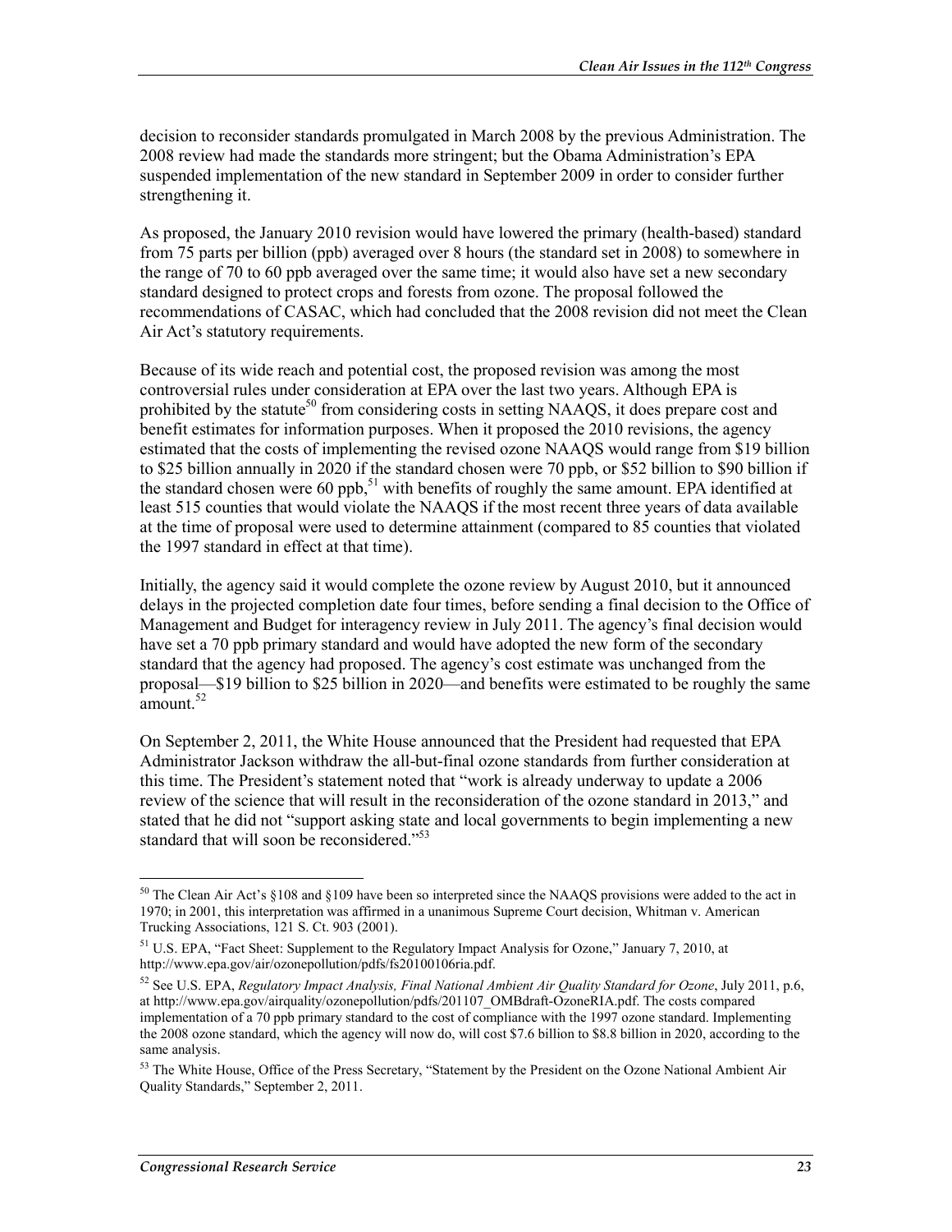decision to reconsider standards promulgated in March 2008 by the previous Administration. The 2008 review had made the standards more stringent; but the Obama Administration's EPA suspended implementation of the new standard in September 2009 in order to consider further strengthening it.

As proposed, the January 2010 revision would have lowered the primary (health-based) standard from 75 parts per billion (ppb) averaged over 8 hours (the standard set in 2008) to somewhere in the range of 70 to 60 ppb averaged over the same time; it would also have set a new secondary standard designed to protect crops and forests from ozone. The proposal followed the recommendations of CASAC, which had concluded that the 2008 revision did not meet the Clean Air Act's statutory requirements.

Because of its wide reach and potential cost, the proposed revision was among the most controversial rules under consideration at EPA over the last two years. Although EPA is prohibited by the statute[50] from considering costs in setting NAAQS, it does prepare cost and benefit estimates for information purposes. When it proposed the 2010 revisions, the agency estimated that the costs of implementing the revised ozone NAAQS would range from $19 billion to $25 billion annually in 2020 if the standard chosen were 70 ppb, or $52 billion to $90 billion if the standard chosen were 60 ppb,[51] with benefits of roughly the same amount. EPA identified at least 515 counties that would violate the NAAQS if the most recent three years of data available at the time of proposal were used to determine attainment (compared to 85 counties that violated the 1997 standard in effect at that time).

Initially, the agency said it would complete the ozone review by August 2010, but it announced delays in the projected completion date four times, before sending a final decision to the Office of Management and Budget for interagency review in July 2011. The agency's final decision would have set a 70 ppb primary standard and would have adopted the new form of the secondary standard that the agency had proposed. The agency's cost estimate was unchanged from the proposal—$19 billion to $25 billion in 2020—and benefits were estimated to be roughly the same amount.[52]

On September 2, 2011, the White House announced that the President had requested that EPA Administrator Jackson withdraw the all-but-final ozone standards from further consideration at this time. The President's statement noted that "work is already underway to update a 2006 review of the science that will result in the reconsideration of the ozone standard in 2013," and stated that he did not "support asking state and local governments to begin implementing a new standard that will soon be reconsidered."[53]

---

[50] The Clean Air Act's §108 and §109 have been so interpreted since the NAAQS provisions were added to the act in 1970; in 2001, this interpretation was affirmed in a unanimous Supreme Court decision, Whitman v. American Trucking Associations, 121 S. Ct. 903 (2001).

[51] U.S. EPA, "Fact Sheet: Supplement to the Regulatory Impact Analysis for Ozone," January 7, 2010, at http://www.epa.gov/air/ozonepollution/pdfs/fs20100106ria.pdf.

[52] See U.S. EPA, *Regulatory Impact Analysis, Final National Ambient Air Quality Standard for Ozone*, July 2011, p.6, at http://www.epa.gov/airquality/ozonepollution/pdfs/201107_OMBdraft-OzoneRIA.pdf. The costs compared implementation of a 70 ppb primary standard to the cost of compliance with the 1997 ozone standard. Implementing the 2008 ozone standard, which the agency will now do, will cost $7.6 billion to $8.8 billion in 2020, according to the same analysis.

[53] The White House, Office of the Press Secretary, "Statement by the President on the Ozone National Ambient Air Quality Standards," September 2, 2011.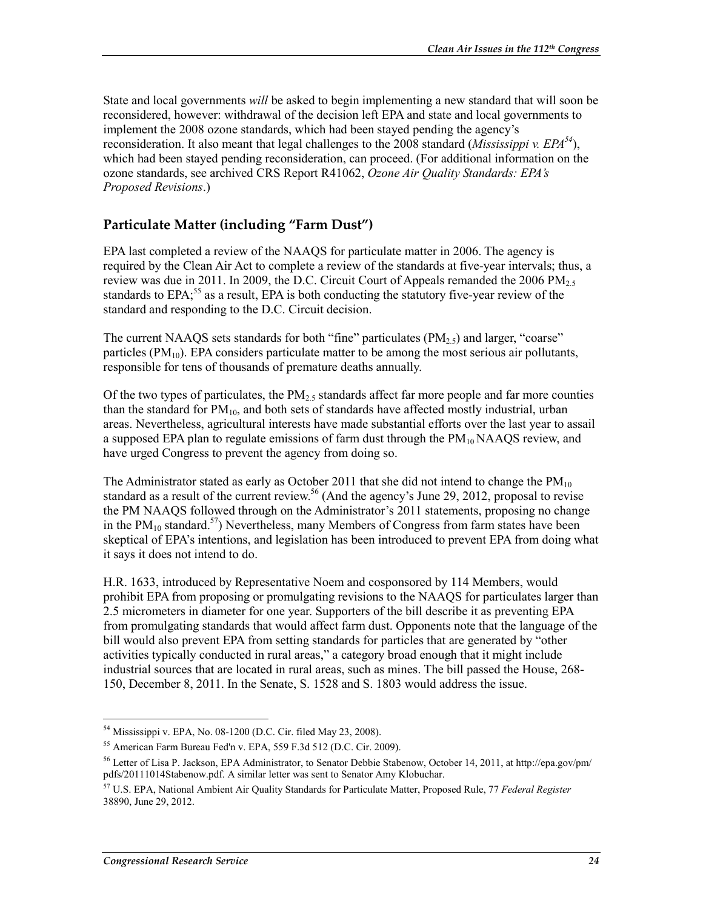State and local governments *will* be asked to begin implementing a new standard that will soon be reconsidered, however: withdrawal of the decision left EPA and state and local governments to implement the 2008 ozone standards, which had been stayed pending the agency's reconsideration. It also meant that legal challenges to the 2008 standard (*Mississippi v. EPA*[54]), which had been stayed pending reconsideration, can proceed. (For additional information on the ozone standards, see archived CRS Report R41062, *Ozone Air Quality Standards: EPA's Proposed Revisions*.)

### Particulate Matter (including "Farm Dust")

EPA last completed a review of the NAAQS for particulate matter in 2006. The agency is required by the Clean Air Act to complete a review of the standards at five-year intervals; thus, a review was due in 2011. In 2009, the D.C. Circuit Court of Appeals remanded the 2006 $PM_{2.5}$ standards to EPA;[55] as a result, EPA is both conducting the statutory five-year review of the standard and responding to the D.C. Circuit decision.

The current NAAQS sets standards for both "fine" particulates ($PM_{2.5}$) and larger, "coarse" particles ($PM_{10}$). EPA considers particulate matter to be among the most serious air pollutants, responsible for tens of thousands of premature deaths annually.

Of the two types of particulates, the $PM_{2.5}$ standards affect far more people and far more counties than the standard for $PM_{10}$, and both sets of standards have affected mostly industrial, urban areas. Nevertheless, agricultural interests have made substantial efforts over the last year to assail a supposed EPA plan to regulate emissions of farm dust through the $PM_{10}$ NAAQS review, and have urged Congress to prevent the agency from doing so.

The Administrator stated as early as October 2011 that she did not intend to change the $PM_{10}$ standard as a result of the current review.[56] (And the agency's June 29, 2012, proposal to revise the PM NAAQS followed through on the Administrator's 2011 statements, proposing no change in the $PM_{10}$ standard.[57]) Nevertheless, many Members of Congress from farm states have been skeptical of EPA's intentions, and legislation has been introduced to prevent EPA from doing what it says it does not intend to do.

H.R. 1633, introduced by Representative Noem and cosponsored by 114 Members, would prohibit EPA from proposing or promulgating revisions to the NAAQS for particulates larger than 2.5 micrometers in diameter for one year. Supporters of the bill describe it as preventing EPA from promulgating standards that would affect farm dust. Opponents note that the language of the bill would also prevent EPA from setting standards for particles that are generated by "other activities typically conducted in rural areas," a category broad enough that it might include industrial sources that are located in rural areas, such as mines. The bill passed the House, 268-150, December 8, 2011. In the Senate, S. 1528 and S. 1803 would address the issue.

---

[54] Mississippi v. EPA, No. 08-1200 (D.C. Cir. filed May 23, 2008).

[55] American Farm Bureau Fed'n v. EPA, 559 F.3d 512 (D.C. Cir. 2009).

[56] Letter of Lisa P. Jackson, EPA Administrator, to Senator Debbie Stabenow, October 14, 2011, at http://epa.gov/pm/pdfs/20111014Stabenow.pdf. A similar letter was sent to Senator Amy Klobuchar.

[57] U.S. EPA, National Ambient Air Quality Standards for Particulate Matter, Proposed Rule, 77 *Federal Register* 38890, June 29, 2012.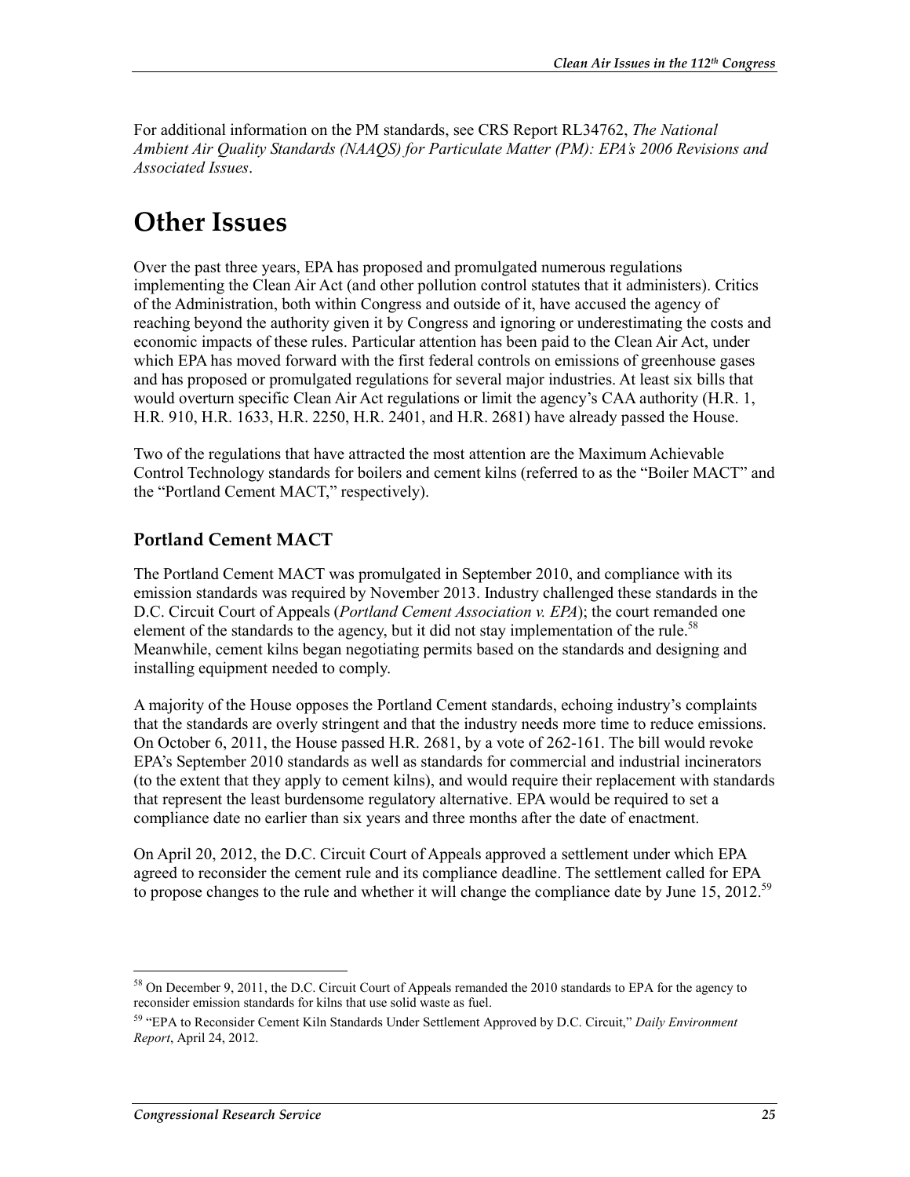For additional information on the PM standards, see CRS Report RL34762, *The National Ambient Air Quality Standards (NAAQS) for Particulate Matter (PM): EPA's 2006 Revisions and Associated Issues*.

# Other Issues

Over the past three years, EPA has proposed and promulgated numerous regulations implementing the Clean Air Act (and other pollution control statutes that it administers). Critics of the Administration, both within Congress and outside of it, have accused the agency of reaching beyond the authority given it by Congress and ignoring or underestimating the costs and economic impacts of these rules. Particular attention has been paid to the Clean Air Act, under which EPA has moved forward with the first federal controls on emissions of greenhouse gases and has proposed or promulgated regulations for several major industries. At least six bills that would overturn specific Clean Air Act regulations or limit the agency's CAA authority (H.R. 1, H.R. 910, H.R. 1633, H.R. 2250, H.R. 2401, and H.R. 2681) have already passed the House.

Two of the regulations that have attracted the most attention are the Maximum Achievable Control Technology standards for boilers and cement kilns (referred to as the "Boiler MACT" and the "Portland Cement MACT," respectively).

## Portland Cement MACT

The Portland Cement MACT was promulgated in September 2010, and compliance with its emission standards was required by November 2013. Industry challenged these standards in the D.C. Circuit Court of Appeals (*Portland Cement Association v. EPA*); the court remanded one element of the standards to the agency, but it did not stay implementation of the rule.[58] Meanwhile, cement kilns began negotiating permits based on the standards and designing and installing equipment needed to comply.

A majority of the House opposes the Portland Cement standards, echoing industry's complaints that the standards are overly stringent and that the industry needs more time to reduce emissions. On October 6, 2011, the House passed H.R. 2681, by a vote of 262-161. The bill would revoke EPA's September 2010 standards as well as standards for commercial and industrial incinerators (to the extent that they apply to cement kilns), and would require their replacement with standards that represent the least burdensome regulatory alternative. EPA would be required to set a compliance date no earlier than six years and three months after the date of enactment.

On April 20, 2012, the D.C. Circuit Court of Appeals approved a settlement under which EPA agreed to reconsider the cement rule and its compliance deadline. The settlement called for EPA to propose changes to the rule and whether it will change the compliance date by June 15, 2012.[59]

---

[58] On December 9, 2011, the D.C. Circuit Court of Appeals remanded the 2010 standards to EPA for the agency to reconsider emission standards for kilns that use solid waste as fuel.

[59] "EPA to Reconsider Cement Kiln Standards Under Settlement Approved by D.C. Circuit," *Daily Environment Report*, April 24, 2012.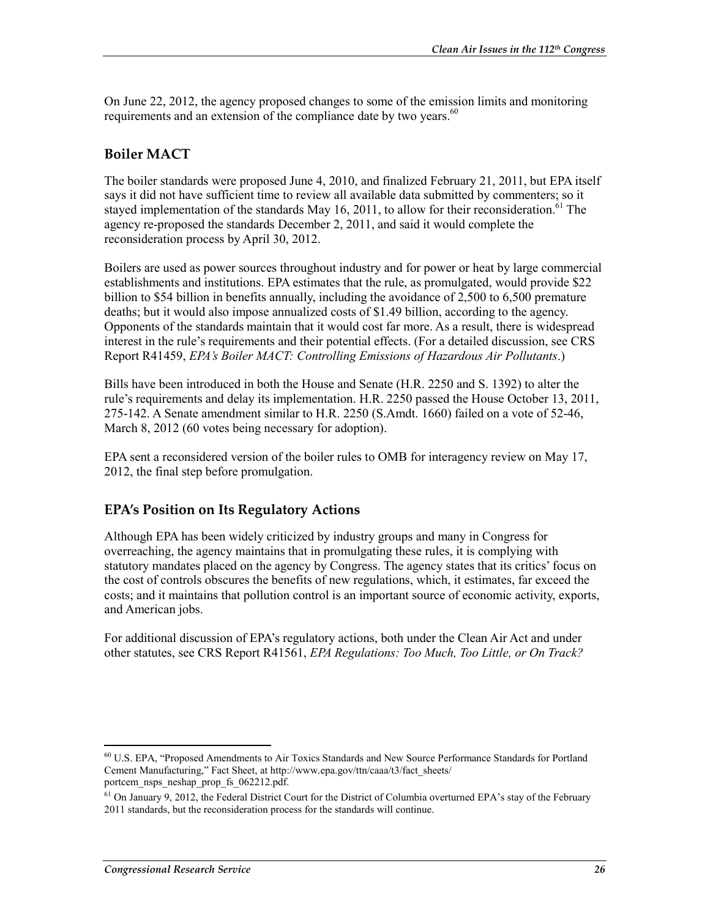On June 22, 2012, the agency proposed changes to some of the emission limits and monitoring requirements and an extension of the compliance date by two years.[60]

## Boiler MACT

The boiler standards were proposed June 4, 2010, and finalized February 21, 2011, but EPA itself says it did not have sufficient time to review all available data submitted by commenters; so it stayed implementation of the standards May 16, 2011, to allow for their reconsideration.[61] The agency re-proposed the standards December 2, 2011, and said it would complete the reconsideration process by April 30, 2012.

Boilers are used as power sources throughout industry and for power or heat by large commercial establishments and institutions. EPA estimates that the rule, as promulgated, would provide $22 billion to $54 billion in benefits annually, including the avoidance of 2,500 to 6,500 premature deaths; but it would also impose annualized costs of $1.49 billion, according to the agency. Opponents of the standards maintain that it would cost far more. As a result, there is widespread interest in the rule's requirements and their potential effects. (For a detailed discussion, see CRS Report R41459, *EPA's Boiler MACT: Controlling Emissions of Hazardous Air Pollutants*.)

Bills have been introduced in both the House and Senate (H.R. 2250 and S. 1392) to alter the rule's requirements and delay its implementation. H.R. 2250 passed the House October 13, 2011, 275-142. A Senate amendment similar to H.R. 2250 (S.Amdt. 1660) failed on a vote of 52-46, March 8, 2012 (60 votes being necessary for adoption).

EPA sent a reconsidered version of the boiler rules to OMB for interagency review on May 17, 2012, the final step before promulgation.

## EPA's Position on Its Regulatory Actions

Although EPA has been widely criticized by industry groups and many in Congress for overreaching, the agency maintains that in promulgating these rules, it is complying with statutory mandates placed on the agency by Congress. The agency states that its critics' focus on the cost of controls obscures the benefits of new regulations, which, it estimates, far exceed the costs; and it maintains that pollution control is an important source of economic activity, exports, and American jobs.

For additional discussion of EPA's regulatory actions, both under the Clean Air Act and under other statutes, see CRS Report R41561, *EPA Regulations: Too Much, Too Little, or On Track?*

---

[60] U.S. EPA, "Proposed Amendments to Air Toxics Standards and New Source Performance Standards for Portland Cement Manufacturing," Fact Sheet, at http://www.epa.gov/ttn/caaa/t3/fact_sheets/portcem_nsps_neshap_prop_fs_062212.pdf.

[61] On January 9, 2012, the Federal District Court for the District of Columbia overturned EPA's stay of the February 2011 standards, but the reconsideration process for the standards will continue.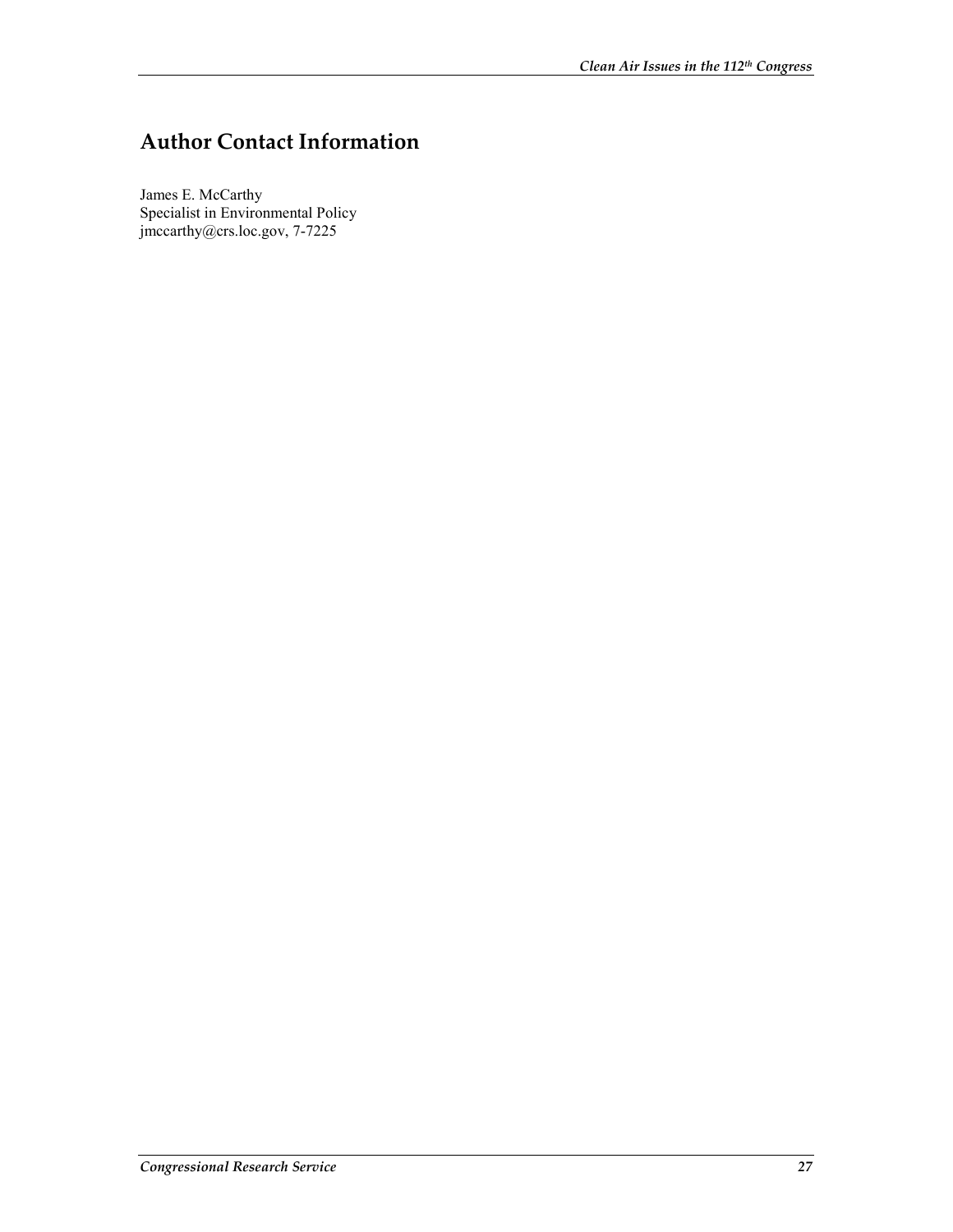## Author Contact Information

James E. McCarthy
Specialist in Environmental Policy
jmccarthy@crs.loc.gov, 7-7225